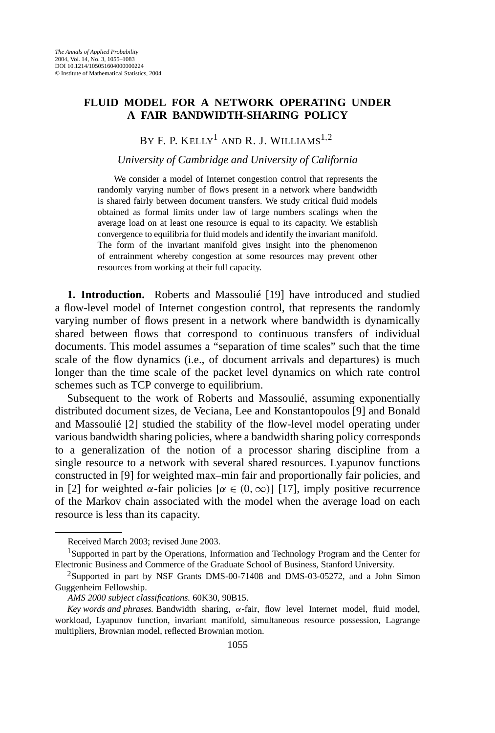# FLUID MODEL FOR A NETWORK OPERATING UNDER A FAIR BANDWIDTH-SHARING POLICY

BY F. P. KELLY[1] AND R. J. WILLIAMS[1,2]

*University of Cambridge and University of California*

We consider a model of Internet congestion control that represents the randomly varying number of flows present in a network where bandwidth is shared fairly between document transfers. We study critical fluid models obtained as formal limits under law of large numbers scalings when the average load on at least one resource is equal to its capacity. We establish convergence to equilibria for fluid models and identify the invariant manifold. The form of the invariant manifold gives insight into the phenomenon of entrainment whereby congestion at some resources may prevent other resources from working at their full capacity.

**1. Introduction.** Roberts and Massoulié [19] have introduced and studied a flow-level model of Internet congestion control, that represents the randomly varying number of flows present in a network where bandwidth is dynamically shared between flows that correspond to continuous transfers of individual documents. This model assumes a "separation of time scales" such that the time scale of the flow dynamics (i.e., of document arrivals and departures) is much longer than the time scale of the packet level dynamics on which rate control schemes such as TCP converge to equilibrium.

Subsequent to the work of Roberts and Massoulié, assuming exponentially distributed document sizes, de Veciana, Lee and Konstantopoulos [9] and Bonald and Massoulié [2] studied the stability of the flow-level model operating under various bandwidth sharing policies, where a bandwidth sharing policy corresponds to a generalization of the notion of a processor sharing discipline from a single resource to a network with several shared resources. Lyapunov functions constructed in [9] for weighted max–min fair and proportionally fair policies, and in [2] for weighted $\alpha$-fair policies [$\alpha \in (0, \infty)$] [17], imply positive recurrence of the Markov chain associated with the model when the average load on each resource is less than its capacity.

Received March 2003; revised June 2003.

[1] Supported in part by the Operations, Information and Technology Program and the Center for Electronic Business and Commerce of the Graduate School of Business, Stanford University.

[2] Supported in part by NSF Grants DMS-00-71408 and DMS-03-05272, and a John Simon Guggenheim Fellowship.

*AMS 2000 subject classifications.* 60K30, 90B15.

*Key words and phrases.* Bandwidth sharing, $\alpha$-fair, flow level Internet model, fluid model, workload, Lyapunov function, invariant manifold, simultaneous resource possession, Lagrange multipliers, Brownian model, reflected Brownian motion.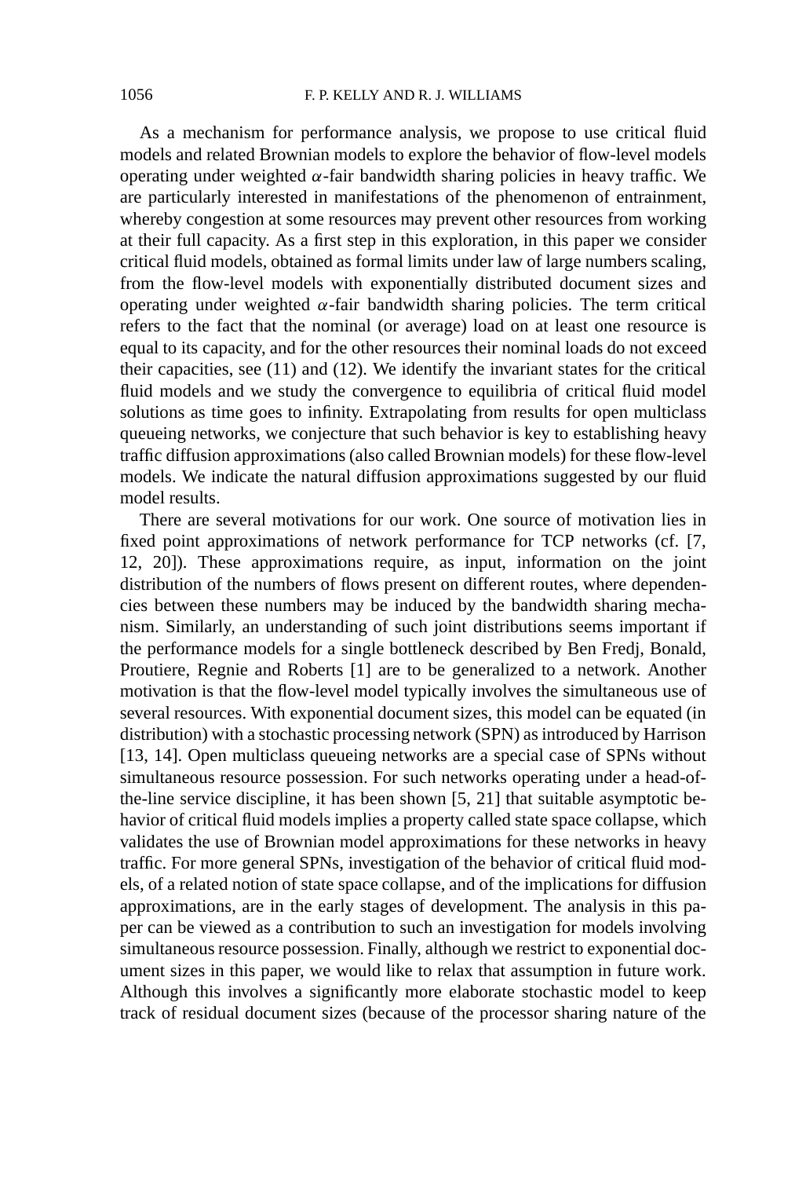As a mechanism for performance analysis, we propose to use critical fluid models and related Brownian models to explore the behavior of flow-level models operating under weighted $\alpha$-fair bandwidth sharing policies in heavy traffic. We are particularly interested in manifestations of the phenomenon of entrainment, whereby congestion at some resources may prevent other resources from working at their full capacity. As a first step in this exploration, in this paper we consider critical fluid models, obtained as formal limits under law of large numbers scaling, from the flow-level models with exponentially distributed document sizes and operating under weighted $\alpha$-fair bandwidth sharing policies. The term critical refers to the fact that the nominal (or average) load on at least one resource is equal to its capacity, and for the other resources their nominal loads do not exceed their capacities, see (11) and (12). We identify the invariant states for the critical fluid models and we study the convergence to equilibria of critical fluid model solutions as time goes to infinity. Extrapolating from results for open multiclass queueing networks, we conjecture that such behavior is key to establishing heavy traffic diffusion approximations (also called Brownian models) for these flow-level models. We indicate the natural diffusion approximations suggested by our fluid model results.

There are several motivations for our work. One source of motivation lies in fixed point approximations of network performance for TCP networks (cf. [7, 12, 20]). These approximations require, as input, information on the joint distribution of the numbers of flows present on different routes, where dependencies between these numbers may be induced by the bandwidth sharing mechanism. Similarly, an understanding of such joint distributions seems important if the performance models for a single bottleneck described by Ben Fredj, Bonald, Proutiere, Regnie and Roberts [1] are to be generalized to a network. Another motivation is that the flow-level model typically involves the simultaneous use of several resources. With exponential document sizes, this model can be equated (in distribution) with a stochastic processing network (SPN) as introduced by Harrison [13, 14]. Open multiclass queueing networks are a special case of SPNs without simultaneous resource possession. For such networks operating under a head-of-the-line service discipline, it has been shown [5, 21] that suitable asymptotic behavior of critical fluid models implies a property called state space collapse, which validates the use of Brownian model approximations for these networks in heavy traffic. For more general SPNs, investigation of the behavior of critical fluid models, of a related notion of state space collapse, and of the implications for diffusion approximations, are in the early stages of development. The analysis in this paper can be viewed as a contribution to such an investigation for models involving simultaneous resource possession. Finally, although we restrict to exponential document sizes in this paper, we would like to relax that assumption in future work. Although this involves a significantly more elaborate stochastic model to keep track of residual document sizes (because of the processor sharing nature of the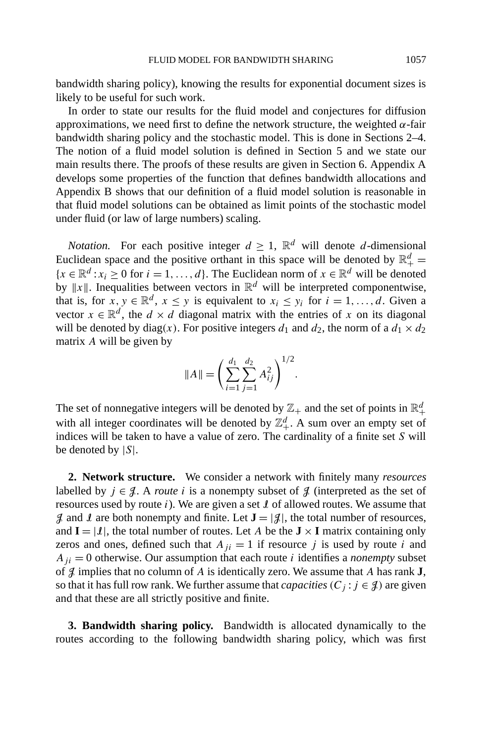bandwidth sharing policy), knowing the results for exponential document sizes is likely to be useful for such work.

In order to state our results for the fluid model and conjectures for diffusion approximations, we need first to define the network structure, the weighted $\alpha$-fair bandwidth sharing policy and the stochastic model. This is done in Sections 2–4. The notion of a fluid model solution is defined in Section 5 and we state our main results there. The proofs of these results are given in Section 6. Appendix A develops some properties of the function that defines bandwidth allocations and Appendix B shows that our definition of a fluid model solution is reasonable in that fluid model solutions can be obtained as limit points of the stochastic model under fluid (or law of large numbers) scaling.

*Notation.* For each positive integer $d \geq 1$, $\mathbb{R}^d$ will denote $d$-dimensional Euclidean space and the positive orthant in this space will be denoted by $\mathbb{R}_+^d = \{x \in \mathbb{R}^d : x_i \geq 0 \text{ for } i = 1, \ldots, d\}$. The Euclidean norm of $x \in \mathbb{R}^d$ will be denoted by $\|x\|$. Inequalities between vectors in $\mathbb{R}^d$ will be interpreted componentwise, that is, for $x, y \in \mathbb{R}^d$, $x \leq y$ is equivalent to $x_i \leq y_i$ for $i = 1, \ldots, d$. Given a vector $x \in \mathbb{R}^d$, the $d \times d$ diagonal matrix with the entries of $x$ on its diagonal will be denoted by $\operatorname{diag}(x)$. For positive integers $d_1$ and $d_2$, the norm of a $d_1 \times d_2$ matrix $A$ will be given by

$$\|A\| = \left( \sum_{i=1}^{d_1} \sum_{j=1}^{d_2} A_{ij}^2 \right)^{1/2}.$$

The set of nonnegative integers will be denoted by $\mathbb{Z}_+$ and the set of points in $\mathbb{R}_+^d$ with all integer coordinates will be denoted by $\mathbb{Z}_+^d$. A sum over an empty set of indices will be taken to have a value of zero. The cardinality of a finite set $S$ will be denoted by $|S|$.

## 2. Network structure.

We consider a network with finitely many *resources* labelled by $j \in \mathcal{J}$. A *route* $i$ is a nonempty subset of $\mathcal{J}$ (interpreted as the set of resources used by route $i$). We are given a set $\mathcal{I}$ of allowed routes. We assume that $\mathcal{J}$ and $\mathcal{I}$ are both nonempty and finite. Let $\mathbf{J} = |\mathcal{J}|$, the total number of resources, and $\mathbf{I} = |\mathcal{I}|$, the total number of routes. Let $A$ be the $\mathbf{J} \times \mathbf{I}$ matrix containing only zeros and ones, defined such that $A_{ji} = 1$ if resource $j$ is used by route $i$ and $A_{ji} = 0$ otherwise. Our assumption that each route $i$ identifies a *nonempty* subset of $\mathcal{J}$ implies that no column of $A$ is identically zero. We assume that $A$ has rank $\mathbf{J}$, so that it has full row rank. We further assume that *capacities* $(C_j : j \in \mathcal{J})$ are given and that these are all strictly positive and finite.

## 3. Bandwidth sharing policy.

Bandwidth is allocated dynamically to the routes according to the following bandwidth sharing policy, which was first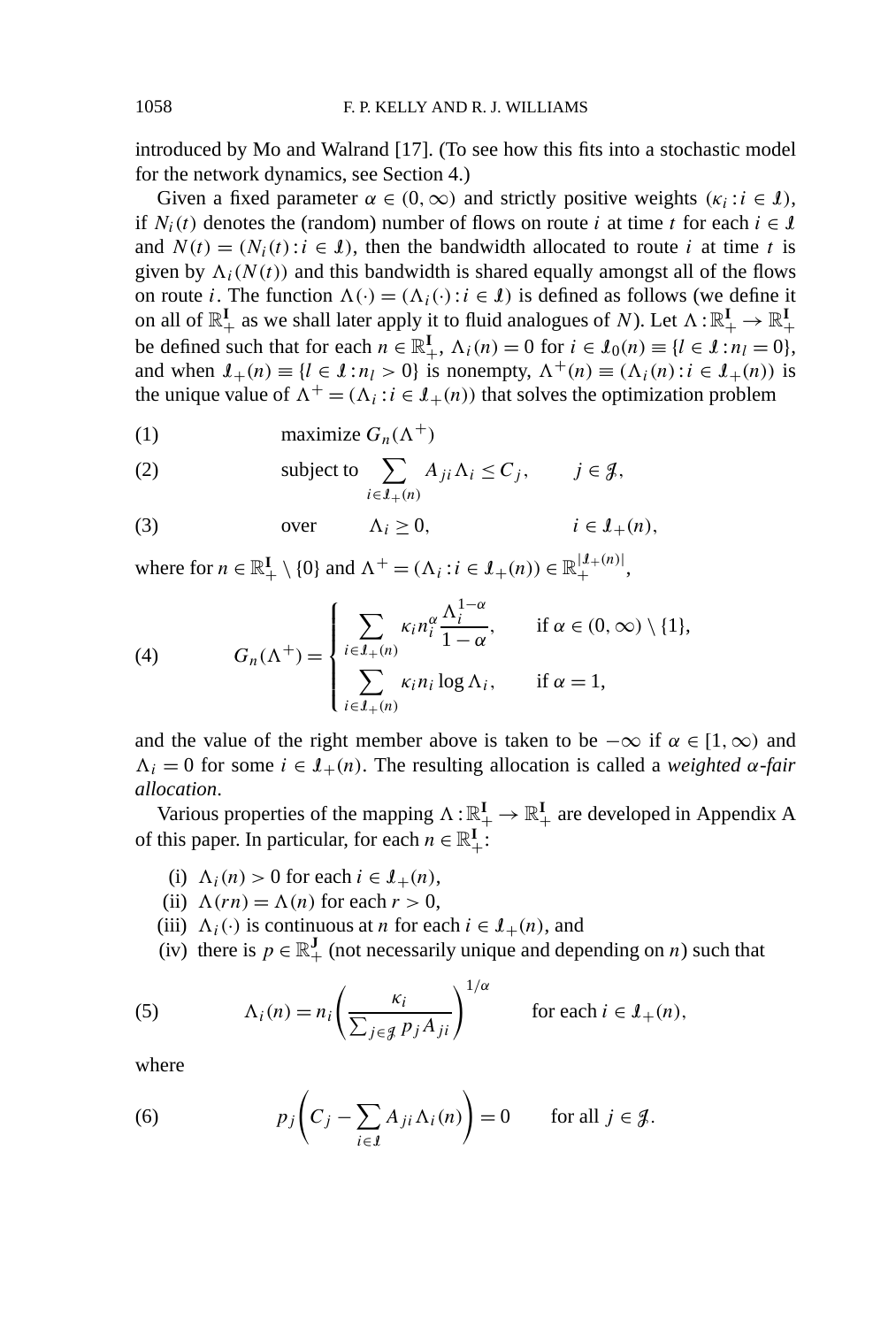introduced by Mo and Walrand [17]. (To see how this fits into a stochastic model for the network dynamics, see Section 4.)

Given a fixed parameter $\alpha \in (0, \infty)$ and strictly positive weights $(\kappa_i : i \in \mathcal{I})$, if $N_i(t)$ denotes the (random) number of flows on route $i$ at time $t$ for each $i \in \mathcal{I}$ and $N(t) = (N_i(t) : i \in \mathcal{I})$, then the bandwidth allocated to route $i$ at time $t$ is given by $\Lambda_i(N(t))$ and this bandwidth is shared equally amongst all of the flows on route $i$. The function $\Lambda(\cdot) = (\Lambda_i(\cdot) : i \in \mathcal{I})$ is defined as follows (we define it on all of $\mathbb{R}_+^{\mathbf{I}}$ as we shall later apply it to fluid analogues of $N$). Let $\Lambda : \mathbb{R}_+^{\mathbf{I}} \to \mathbb{R}_+^{\mathbf{I}}$ be defined such that for each $n \in \mathbb{R}_+^{\mathbf{I}}$, $\Lambda_i(n) = 0$ for $i \in \mathcal{I}_0(n) \equiv \{l \in \mathcal{I} : n_l = 0\}$, and when $\mathcal{I}_+(n) \equiv \{l \in \mathcal{I} : n_l > 0\}$ is nonempty, $\Lambda^+(n) \equiv (\Lambda_i(n) : i \in \mathcal{I}_+(n))$ is the unique value of $\Lambda^+ = (\Lambda_i : i \in \mathcal{I}_+(n))$ that solves the optimization problem

$$\text{maximize } G_n(\Lambda^+) \tag{1}$$

$$\text{subject to } \sum_{i \in \mathcal{I}_+(n)} A_{ji} \Lambda_i \leq C_j, \qquad j \in \mathcal{J}, \tag{2}$$

$$\text{over } \quad \Lambda_i \geq 0, \qquad i \in \mathcal{I}_+(n), \tag{3}$$

where for $n \in \mathbb{R}_+^{\mathbf{I}} \setminus \{0\}$ and $\Lambda^+ = (\Lambda_i : i \in \mathcal{I}_+(n)) \in \mathbb{R}_+^{|\mathcal{I}_+(n)|}$,

$$G_n(\Lambda^+) = \begin{cases} \displaystyle\sum_{i \in \mathcal{I}_+(n)} \kappa_i n_i^{\alpha} \frac{\Lambda_i^{1-\alpha}}{1-\alpha}, & \text{if } \alpha \in (0, \infty) \setminus \{1\}, \\ \displaystyle\sum_{i \in \mathcal{I}_+(n)} \kappa_i n_i \log \Lambda_i, & \text{if } \alpha = 1, \end{cases} \tag{4}$$

and the value of the right member above is taken to be $-\infty$ if $\alpha \in [1, \infty)$ and $\Lambda_i = 0$ for some $i \in \mathcal{I}_+(n)$. The resulting allocation is called a *weighted $\alpha$-fair allocation*.

Various properties of the mapping $\Lambda : \mathbb{R}_+^{\mathbf{I}} \to \mathbb{R}_+^{\mathbf{I}}$ are developed in Appendix A of this paper. In particular, for each $n \in \mathbb{R}_+^{\mathbf{I}}$:

(i) $\Lambda_i(n) > 0$ for each $i \in \mathcal{I}_+(n)$,
(ii) $\Lambda(rn) = \Lambda(n)$ for each $r > 0$,
(iii) $\Lambda_i(\cdot)$ is continuous at $n$ for each $i \in \mathcal{I}_+(n)$, and
(iv) there is $p \in \mathbb{R}_+^{\mathbf{J}}$ (not necessarily unique and depending on $n$) such that

$$\Lambda_i(n) = n_i \left( \frac{\kappa_i}{\sum_{j \in \mathcal{J}} p_j A_{ji}} \right)^{1/\alpha} \qquad \text{for each } i \in \mathcal{I}_+(n), \tag{5}$$

where

$$p_j \left( C_j - \sum_{i \in \mathcal{I}} A_{ji} \Lambda_i(n) \right) = 0 \qquad \text{for all } j \in \mathcal{J}. \tag{6}$$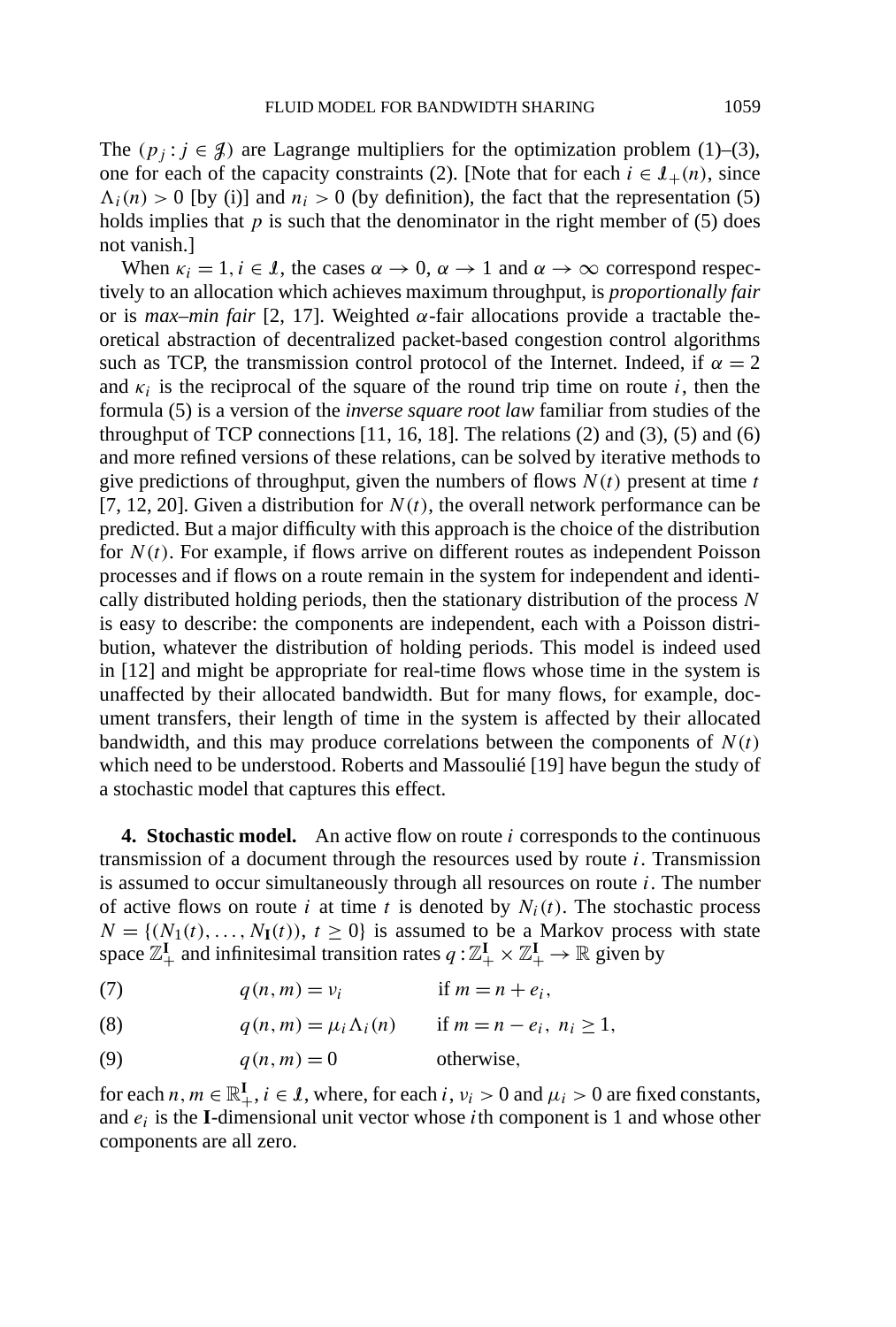The $(p_j : j \in \mathcal{J})$ are Lagrange multipliers for the optimization problem (1)–(3), one for each of the capacity constraints (2). [Note that for each $i \in \mathcal{I}_+(n)$, since $\Lambda_i(n) > 0$ [by (i)] and $n_i > 0$ (by definition), the fact that the representation (5) holds implies that $p$ is such that the denominator in the right member of (5) does not vanish.]

When $\kappa_i = 1, i \in \mathcal{I}$, the cases $\alpha \to 0$, $\alpha \to 1$ and $\alpha \to \infty$ correspond respectively to an allocation which achieves maximum throughput, is *proportionally fair* or is *max–min fair* [2, 17]. Weighted $\alpha$-fair allocations provide a tractable theoretical abstraction of decentralized packet-based congestion control algorithms such as TCP, the transmission control protocol of the Internet. Indeed, if $\alpha = 2$ and $\kappa_i$ is the reciprocal of the square of the round trip time on route $i$, then the formula (5) is a version of the *inverse square root law* familiar from studies of the throughput of TCP connections [11, 16, 18]. The relations (2) and (3), (5) and (6) and more refined versions of these relations, can be solved by iterative methods to give predictions of throughput, given the numbers of flows $N(t)$ present at time $t$ [7, 12, 20]. Given a distribution for $N(t)$, the overall network performance can be predicted. But a major difficulty with this approach is the choice of the distribution for $N(t)$. For example, if flows arrive on different routes as independent Poisson processes and if flows on a route remain in the system for independent and identically distributed holding periods, then the stationary distribution of the process $N$ is easy to describe: the components are independent, each with a Poisson distribution, whatever the distribution of holding periods. This model is indeed used in [12] and might be appropriate for real-time flows whose time in the system is unaffected by their allocated bandwidth. But for many flows, for example, document transfers, their length of time in the system is affected by their allocated bandwidth, and this may produce correlations between the components of $N(t)$ which need to be understood. Roberts and Massoulié [19] have begun the study of a stochastic model that captures this effect.

**4. Stochastic model.** An active flow on route $i$ corresponds to the continuous transmission of a document through the resources used by route $i$. Transmission is assumed to occur simultaneously through all resources on route $i$. The number of active flows on route $i$ at time $t$ is denoted by $N_i(t)$. The stochastic process $N = \{(N_1(t), \ldots, N_{\mathbf{I}}(t)),\ t \geq 0\}$ is assumed to be a Markov process with state space $\mathbb{Z}_+^{\mathbf{I}}$ and infinitesimal transition rates $q : \mathbb{Z}_+^{\mathbf{I}} \times \mathbb{Z}_+^{\mathbf{I}} \to \mathbb{R}$ given by

$$q(n, m) = \nu_i \qquad \text{if } m = n + e_i, \tag{7}$$

$$q(n, m) = \mu_i \Lambda_i(n) \qquad \text{if } m = n - e_i,\ n_i \geq 1, \tag{8}$$

$$q(n, m) = 0 \qquad \text{otherwise}, \tag{9}$$

for each $n, m \in \mathbb{R}_+^{\mathbf{I}}$, $i \in \mathcal{I}$, where, for each $i$, $\nu_i > 0$ and $\mu_i > 0$ are fixed constants, and $e_i$ is the $\mathbf{I}$-dimensional unit vector whose $i$th component is 1 and whose other components are all zero.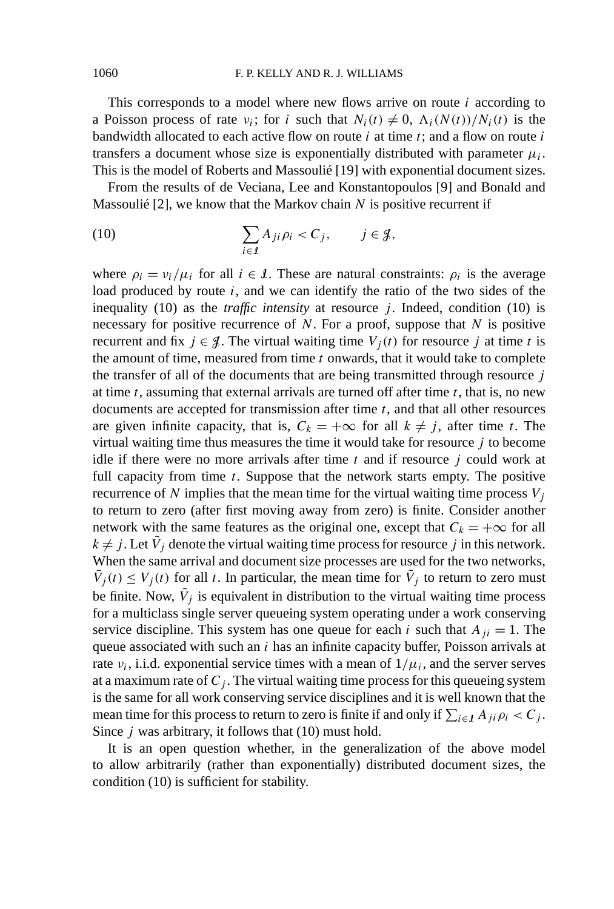This corresponds to a model where new flows arrive on route $i$ according to a Poisson process of rate $\nu_i$; for $i$ such that $N_i(t) \neq 0$, $\Lambda_i(N(t))/N_i(t)$ is the bandwidth allocated to each active flow on route $i$ at time $t$; and a flow on route $i$ transfers a document whose size is exponentially distributed with parameter $\mu_i$. This is the model of Roberts and Massoulié [19] with exponential document sizes.

From the results of de Veciana, Lee and Konstantopoulos [9] and Bonald and Massoulié [2], we know that the Markov chain $N$ is positive recurrent if

$$\sum_{i \in \mathcal{I}} A_{ji} \rho_i < C_j, \qquad j \in \mathcal{J}, \tag{10}$$

where $\rho_i = \nu_i/\mu_i$ for all $i \in \mathcal{I}$. These are natural constraints: $\rho_i$ is the average load produced by route $i$, and we can identify the ratio of the two sides of the inequality (10) as the *traffic intensity* at resource $j$. Indeed, condition (10) is necessary for positive recurrence of $N$. For a proof, suppose that $N$ is positive recurrent and fix $j \in \mathcal{J}$. The virtual waiting time $V_j(t)$ for resource $j$ at time $t$ is the amount of time, measured from time $t$ onwards, that it would take to complete the transfer of all of the documents that are being transmitted through resource $j$ at time $t$, assuming that external arrivals are turned off after time $t$, that is, no new documents are accepted for transmission after time $t$, and that all other resources are given infinite capacity, that is, $C_k = +\infty$ for all $k \neq j$, after time $t$. The virtual waiting time thus measures the time it would take for resource $j$ to become idle if there were no more arrivals after time $t$ and if resource $j$ could work at full capacity from time $t$. Suppose that the network starts empty. The positive recurrence of $N$ implies that the mean time for the virtual waiting time process $V_j$ to return to zero (after first moving away from zero) is finite. Consider another network with the same features as the original one, except that $C_k = +\infty$ for all $k \neq j$. Let $\tilde{V}_j$ denote the virtual waiting time process for resource $j$ in this network. When the same arrival and document size processes are used for the two networks, $\tilde{V}_j(t) \leq V_j(t)$ for all $t$. In particular, the mean time for $\tilde{V}_j$ to return to zero must be finite. Now, $\tilde{V}_j$ is equivalent in distribution to the virtual waiting time process for a multiclass single server queueing system operating under a work conserving service discipline. This system has one queue for each $i$ such that $A_{ji} = 1$. The queue associated with such an $i$ has an infinite capacity buffer, Poisson arrivals at rate $\nu_i$, i.i.d. exponential service times with a mean of $1/\mu_i$, and the server serves at a maximum rate of $C_j$. The virtual waiting time process for this queueing system is the same for all work conserving service disciplines and it is well known that the mean time for this process to return to zero is finite if and only if $\sum_{i \in \mathcal{I}} A_{ji} \rho_i < C_j$. Since $j$ was arbitrary, it follows that (10) must hold.

It is an open question whether, in the generalization of the above model to allow arbitrarily (rather than exponentially) distributed document sizes, the condition (10) is sufficient for stability.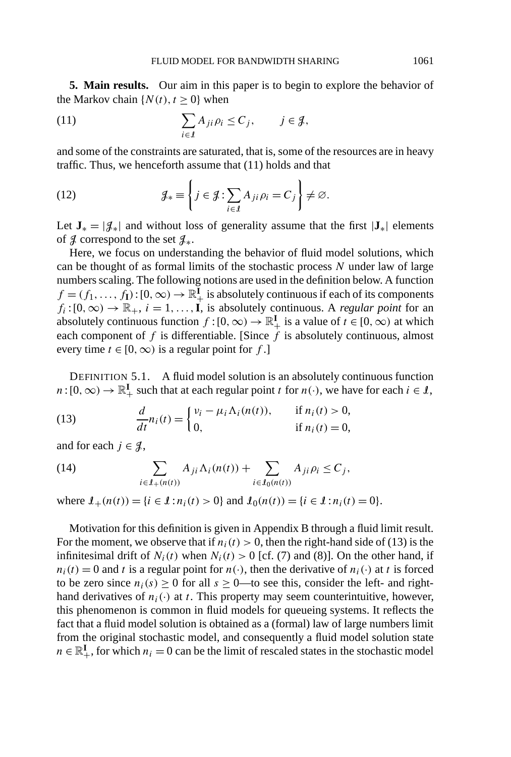**5. Main results.** Our aim in this paper is to begin to explore the behavior of the Markov chain $\{N(t), t \geq 0\}$ when

$$\sum_{i \in \mathcal{I}} A_{ji} \rho_i \leq C_j, \qquad j \in \mathcal{J}, \tag{11}$$

and some of the constraints are saturated, that is, some of the resources are in heavy traffic. Thus, we henceforth assume that (11) holds and that

$$\mathcal{J}_* \equiv \left\{ j \in \mathcal{J} : \sum_{i \in \mathcal{I}} A_{ji} \rho_i = C_j \right\} \neq \varnothing. \tag{12}$$

Let $\mathbf{J}_* = |\mathcal{J}_*|$ and without loss of generality assume that the first $|\mathbf{J}_*|$ elements of $\mathcal{J}$ correspond to the set $\mathcal{J}_*$.

Here, we focus on understanding the behavior of fluid model solutions, which can be thought of as formal limits of the stochastic process $N$ under law of large numbers scaling. The following notions are used in the definition below. A function $f = (f_1, \ldots, f_{\mathbf{I}}) : [0, \infty) \to \mathbb{R}_+^{\mathbf{I}}$ is absolutely continuous if each of its components $f_i : [0, \infty) \to \mathbb{R}_+$, $i = 1, \ldots, \mathbf{I}$, is absolutely continuous. A *regular point* for an absolutely continuous function $f : [0, \infty) \to \mathbb{R}_+^{\mathbf{I}}$ is a value of $t \in [0, \infty)$ at which each component of $f$ is differentiable. [Since $f$ is absolutely continuous, almost every time $t \in [0, \infty)$ is a regular point for $f$.]

DEFINITION 5.1. A fluid model solution is an absolutely continuous function $n : [0, \infty) \to \mathbb{R}_+^{\mathbf{I}}$ such that at each regular point $t$ for $n(\cdot)$, we have for each $i \in \mathcal{I}$,

$$\frac{d}{dt} n_i(t) = \begin{cases} \nu_i - \mu_i \Lambda_i(n(t)), & \text{if } n_i(t) > 0, \\ 0, & \text{if } n_i(t) = 0, \end{cases} \tag{13}$$

and for each $j \in \mathcal{J}$,

$$\sum_{i \in \mathcal{I}_+(n(t))} A_{ji} \Lambda_i(n(t)) + \sum_{i \in \mathcal{I}_0(n(t))} A_{ji} \rho_i \leq C_j, \tag{14}$$

where $\mathcal{I}_+(n(t)) = \{i \in \mathcal{I} : n_i(t) > 0\}$ and $\mathcal{I}_0(n(t)) = \{i \in \mathcal{I} : n_i(t) = 0\}$.

Motivation for this definition is given in Appendix B through a fluid limit result. For the moment, we observe that if $n_i(t) > 0$, then the right-hand side of (13) is the infinitesimal drift of $N_i(t)$ when $N_i(t) > 0$ [cf. (7) and (8)]. On the other hand, if $n_i(t) = 0$ and $t$ is a regular point for $n(\cdot)$, then the derivative of $n_i(\cdot)$ at $t$ is forced to be zero since $n_i(s) \geq 0$ for all $s \geq 0$—to see this, consider the left- and right-hand derivatives of $n_i(\cdot)$ at $t$. This property may seem counterintuitive, however, this phenomenon is common in fluid models for queueing systems. It reflects the fact that a fluid model solution is obtained as a (formal) law of large numbers limit from the original stochastic model, and consequently a fluid model solution state $n \in \mathbb{R}_+^{\mathbf{I}}$, for which $n_i = 0$ can be the limit of rescaled states in the stochastic model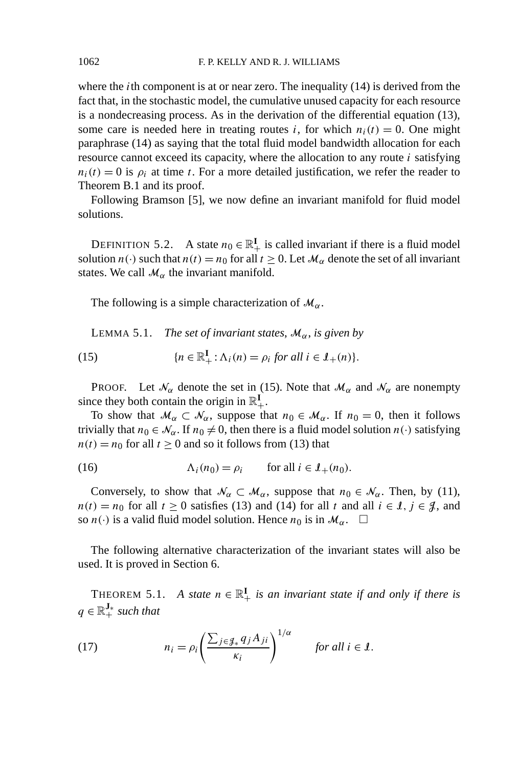where the $i$th component is at or near zero. The inequality (14) is derived from the fact that, in the stochastic model, the cumulative unused capacity for each resource is a nondecreasing process. As in the derivation of the differential equation (13), some care is needed here in treating routes $i$, for which $n_i(t) = 0$. One might paraphrase (14) as saying that the total fluid model bandwidth allocation for each resource cannot exceed its capacity, where the allocation to any route $i$ satisfying $n_i(t) = 0$ is $\rho_i$ at time $t$. For a more detailed justification, we refer the reader to Theorem B.1 and its proof.

Following Bramson [5], we now define an invariant manifold for fluid model solutions.

DEFINITION 5.2. A state $n_0 \in \mathbb{R}_+^{\mathbf{I}}$ is called invariant if there is a fluid model solution $n(\cdot)$ such that $n(t) = n_0$ for all $t \geq 0$. Let $\mathcal{M}_\alpha$ denote the set of all invariant states. We call $\mathcal{M}_\alpha$ the invariant manifold.

The following is a simple characterization of $\mathcal{M}_\alpha$.

LEMMA 5.1. *The set of invariant states*, $\mathcal{M}_\alpha$, *is given by*

$$\{n \in \mathbb{R}_+^{\mathbf{I}} : \Lambda_i(n) = \rho_i \text{ for all } i \in \mathcal{I}_+(n)\}. \tag{15}$$

PROOF. Let $\mathcal{N}_\alpha$ denote the set in (15). Note that $\mathcal{M}_\alpha$ and $\mathcal{N}_\alpha$ are nonempty since they both contain the origin in $\mathbb{R}_+^{\mathbf{I}}$.

To show that $\mathcal{M}_\alpha \subset \mathcal{N}_\alpha$, suppose that $n_0 \in \mathcal{M}_\alpha$. If $n_0 = 0$, then it follows trivially that $n_0 \in \mathcal{N}_\alpha$. If $n_0 \neq 0$, then there is a fluid model solution $n(\cdot)$ satisfying $n(t) = n_0$ for all $t \geq 0$ and so it follows from (13) that

$$\Lambda_i(n_0) = \rho_i \qquad \text{for all } i \in \mathcal{I}_+(n_0). \tag{16}$$

Conversely, to show that $\mathcal{N}_\alpha \subset \mathcal{M}_\alpha$, suppose that $n_0 \in \mathcal{N}_\alpha$. Then, by (11), $n(t) = n_0$ for all $t \geq 0$ satisfies (13) and (14) for all $t$ and all $i \in \mathcal{I}$, $j \in \mathcal{J}$, and so $n(\cdot)$ is a valid fluid model solution. Hence $n_0$ is in $\mathcal{M}_\alpha$. $\square$

The following alternative characterization of the invariant states will also be used. It is proved in Section 6.

THEOREM 5.1. *A state* $n \in \mathbb{R}_+^{\mathbf{I}}$ *is an invariant state if and only if there is* $q \in \mathbb{R}_+^{\mathbf{J}_*}$ *such that*

$$n_i = \rho_i \left( \frac{\sum_{j \in \mathcal{J}_*} q_j A_{ji}}{\kappa_i} \right)^{1/\alpha} \qquad \text{for all } i \in \mathcal{I}. \tag{17}$$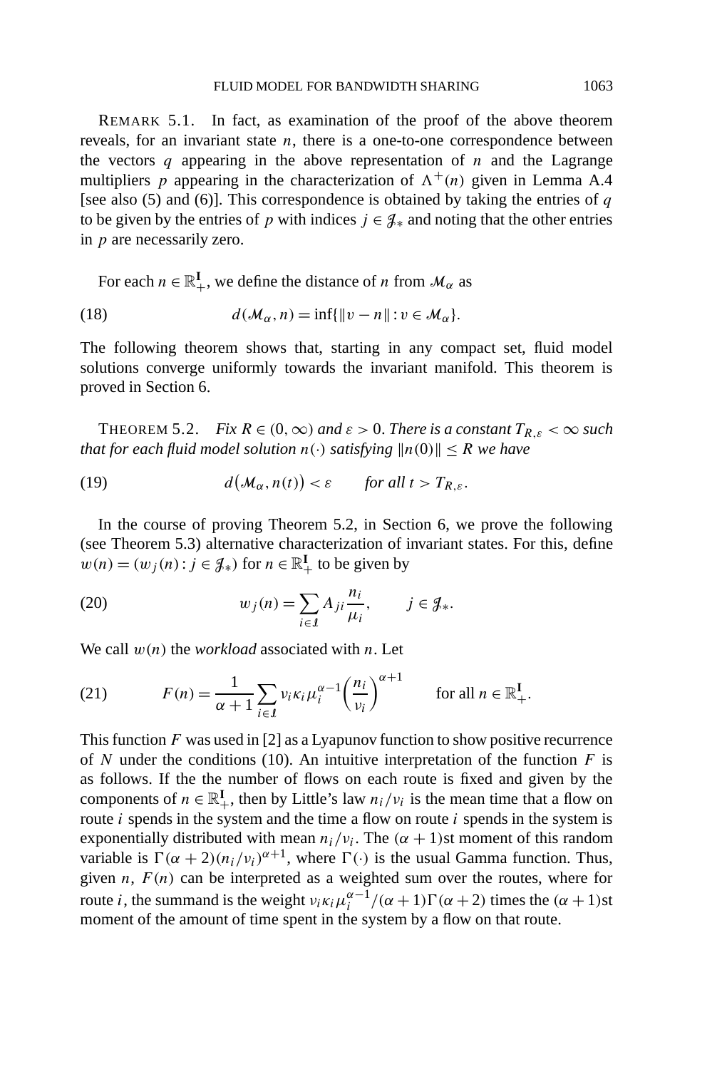REMARK 5.1. In fact, as examination of the proof of the above theorem reveals, for an invariant state $n$, there is a one-to-one correspondence between the vectors $q$ appearing in the above representation of $n$ and the Lagrange multipliers $p$ appearing in the characterization of $\Lambda^+(n)$ given in Lemma A.4 [see also (5) and (6)]. This correspondence is obtained by taking the entries of $q$ to be given by the entries of $p$ with indices $j \in \mathcal{J}_*$ and noting that the other entries in $p$ are necessarily zero.

For each $n \in \mathbb{R}_+^{\mathbf{I}}$, we define the distance of $n$ from $\mathcal{M}_\alpha$ as

$$d(\mathcal{M}_\alpha, n) = \inf\{\|v - n\| : v \in \mathcal{M}_\alpha\}. \tag{18}$$

The following theorem shows that, starting in any compact set, fluid model solutions converge uniformly towards the invariant manifold. This theorem is proved in Section 6.

THEOREM 5.2. *Fix $R \in (0, \infty)$ and $\varepsilon > 0$. There is a constant $T_{R,\varepsilon} < \infty$ such that for each fluid model solution $n(\cdot)$ satisfying $\|n(0)\| \leq R$ we have*

$$d\big(\mathcal{M}_\alpha, n(t)\big) < \varepsilon \qquad \textit{for all } t > T_{R,\varepsilon}. \tag{19}$$

In the course of proving Theorem 5.2, in Section 6, we prove the following (see Theorem 5.3) alternative characterization of invariant states. For this, define $w(n) = (w_j(n) : j \in \mathcal{J}_*)$ for $n \in \mathbb{R}_+^{\mathbf{I}}$ to be given by

$$w_j(n) = \sum_{i \in \mathcal{I}} A_{ji} \frac{n_i}{\mu_i}, \qquad j \in \mathcal{J}_*. \tag{20}$$

We call $w(n)$ the *workload* associated with $n$. Let

$$F(n) = \frac{1}{\alpha + 1} \sum_{i \in \mathcal{I}} \nu_i \kappa_i \mu_i^{\alpha - 1} \left(\frac{n_i}{\nu_i}\right)^{\alpha + 1} \qquad \text{for all } n \in \mathbb{R}_+^{\mathbf{I}}. \tag{21}$$

This function $F$ was used in [2] as a Lyapunov function to show positive recurrence of $N$ under the conditions (10). An intuitive interpretation of the function $F$ is as follows. If the the number of flows on each route is fixed and given by the components of $n \in \mathbb{R}_+^{\mathbf{I}}$, then by Little's law $n_i/\nu_i$ is the mean time that a flow on route $i$ spends in the system and the time a flow on route $i$ spends in the system is exponentially distributed with mean $n_i/\nu_i$. The $(\alpha + 1)$st moment of this random variable is $\Gamma(\alpha + 2)(n_i/\nu_i)^{\alpha+1}$, where $\Gamma(\cdot)$ is the usual Gamma function. Thus, given $n$, $F(n)$ can be interpreted as a weighted sum over the routes, where for route $i$, the summand is the weight $\nu_i \kappa_i \mu_i^{\alpha-1}/(\alpha + 1)\Gamma(\alpha + 2)$ times the $(\alpha + 1)$st moment of the amount of time spent in the system by a flow on that route.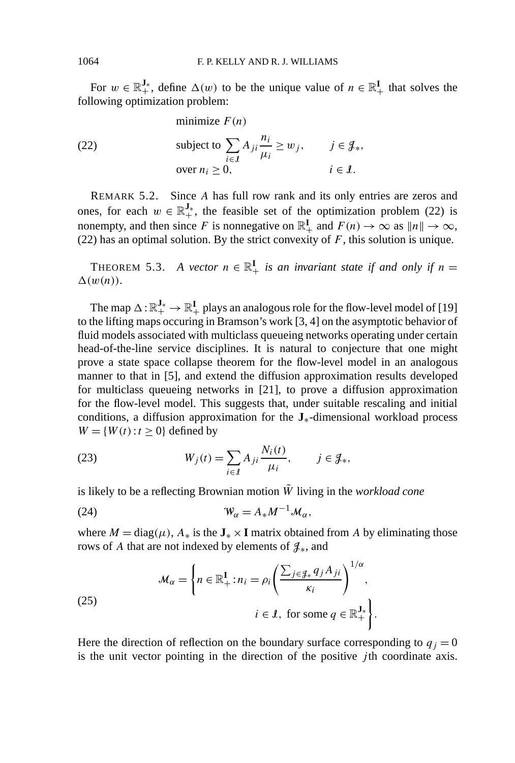For $w \in \mathbb{R}_+^{\mathbf{J}_*}$, define $\Delta(w)$ to be the unique value of $n \in \mathbb{R}_+^{\mathbf{I}}$ that solves the following optimization problem:

$$
\begin{aligned}
&\text{minimize } F(n) \\
&\text{subject to } \sum_{i \in \mathcal{I}} A_{ji} \frac{n_i}{\mu_i} \geq w_j, \qquad j \in \mathcal{J}_*, \\
&\text{over } n_i \geq 0, \qquad\qquad\qquad\quad i \in \mathcal{I}.
\end{aligned}
\tag{22}
$$

REMARK 5.2. Since $A$ has full row rank and its only entries are zeros and ones, for each $w \in \mathbb{R}_+^{\mathbf{J}_*}$, the feasible set of the optimization problem (22) is nonempty, and then since $F$ is nonnegative on $\mathbb{R}_+^{\mathbf{I}}$ and $F(n) \to \infty$ as $\|n\| \to \infty$, (22) has an optimal solution. By the strict convexity of $F$, this solution is unique.

THEOREM 5.3. *A vector $n \in \mathbb{R}_+^{\mathbf{I}}$ is an invariant state if and only if $n = \Delta(w(n))$.*

The map $\Delta : \mathbb{R}_+^{\mathbf{J}_*} \to \mathbb{R}_+^{\mathbf{I}}$ plays an analogous role for the flow-level model of [19] to the lifting maps occuring in Bramson's work [3, 4] on the asymptotic behavior of fluid models associated with multiclass queueing networks operating under certain head-of-the-line service disciplines. It is natural to conjecture that one might prove a state space collapse theorem for the flow-level model in an analogous manner to that in [5], and extend the diffusion approximation results developed for multiclass queueing networks in [21], to prove a diffusion approximation for the flow-level model. This suggests that, under suitable rescaling and initial conditions, a diffusion approximation for the $\mathbf{J}_*$-dimensional workload process $W = \{W(t) : t \geq 0\}$ defined by

$$
W_j(t) = \sum_{i \in \mathcal{I}} A_{ji} \frac{N_i(t)}{\mu_i}, \qquad j \in \mathcal{J}_*,
\tag{23}
$$

is likely to be a reflecting Brownian motion $\tilde{W}$ living in the *workload cone*

$$
\mathcal{W}_\alpha = A_* M^{-1} \mathcal{M}_\alpha,
\tag{24}
$$

where $M = \operatorname{diag}(\mu)$, $A_*$ is the $\mathbf{J}_* \times \mathbf{I}$ matrix obtained from $A$ by eliminating those rows of $A$ that are not indexed by elements of $\mathcal{J}_*$, and

$$
\mathcal{M}_\alpha = \left\{ n \in \mathbb{R}_+^{\mathbf{I}} : n_i = \rho_i \left( \frac{\sum_{j \in \mathcal{J}_*} q_j A_{ji}}{\kappa_i} \right)^{1/\alpha}, \quad i \in \mathcal{I}, \text{ for some } q \in \mathbb{R}_+^{\mathbf{J}_*} \right\}.
\tag{25}
$$

Here the direction of reflection on the boundary surface corresponding to $q_j = 0$ is the unit vector pointing in the direction of the positive $j$th coordinate axis.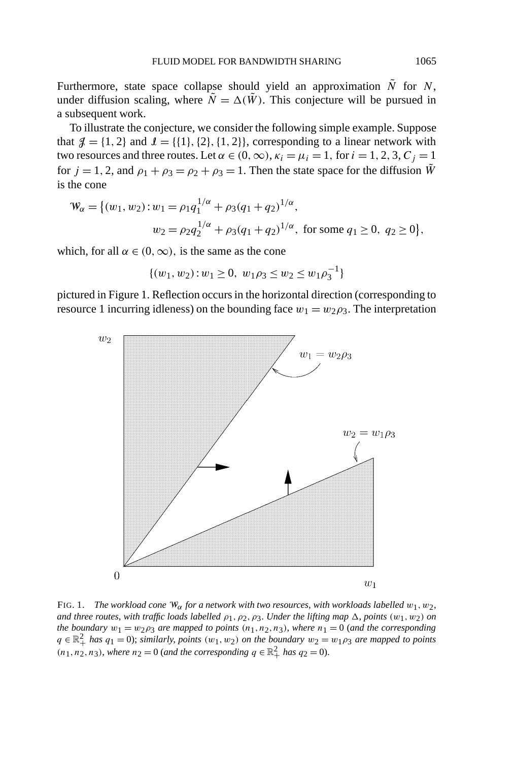Furthermore, state space collapse should yield an approximation $\tilde{N}$ for $N$, under diffusion scaling, where $\tilde{N} = \Delta(\tilde{W})$. This conjecture will be pursued in a subsequent work.

To illustrate the conjecture, we consider the following simple example. Suppose that $\mathcal{J} = \{1, 2\}$ and $\mathcal{I} = \{\{1\}, \{2\}, \{1, 2\}\}$, corresponding to a linear network with two resources and three routes. Let $\alpha \in (0, \infty)$, $\kappa_i = \mu_i = 1$, for $i = 1, 2, 3$, $C_j = 1$ for $j = 1, 2$, and $\rho_1 + \rho_3 = \rho_2 + \rho_3 = 1$. Then the state space for the diffusion $\tilde{W}$ is the cone

$$\mathcal{W}_\alpha = \{(w_1, w_2) : w_1 = \rho_1 q_1^{1/\alpha} + \rho_3 (q_1 + q_2)^{1/\alpha},$$
$$w_2 = \rho_2 q_2^{1/\alpha} + \rho_3 (q_1 + q_2)^{1/\alpha}, \text{ for some } q_1 \geq 0,\ q_2 \geq 0\},$$

which, for all $\alpha \in (0, \infty)$, is the same as the cone

$$\{(w_1, w_2) : w_1 \geq 0,\ w_1 \rho_3 \leq w_2 \leq w_1 \rho_3^{-1}\}$$

pictured in Figure 1. Reflection occurs in the horizontal direction (corresponding to resource 1 incurring idleness) on the bounding face $w_1 = w_2 \rho_3$. The interpretation

FIG. 1. *The workload cone $\mathcal{W}_\alpha$ for a network with two resources, with workloads labelled $w_1, w_2$, and three routes, with traffic loads labelled $\rho_1, \rho_2, \rho_3$. Under the lifting map $\Delta$, points $(w_1, w_2)$ on the boundary $w_1 = w_2 \rho_3$ are mapped to points $(n_1, n_2, n_3)$, where $n_1 = 0$ (and the corresponding $q \in \mathbb{R}_+^2$ has $q_1 = 0$); similarly, points $(w_1, w_2)$ on the boundary $w_2 = w_1 \rho_3$ are mapped to points $(n_1, n_2, n_3)$, where $n_2 = 0$ (and the corresponding $q \in \mathbb{R}_+^2$ has $q_2 = 0$).*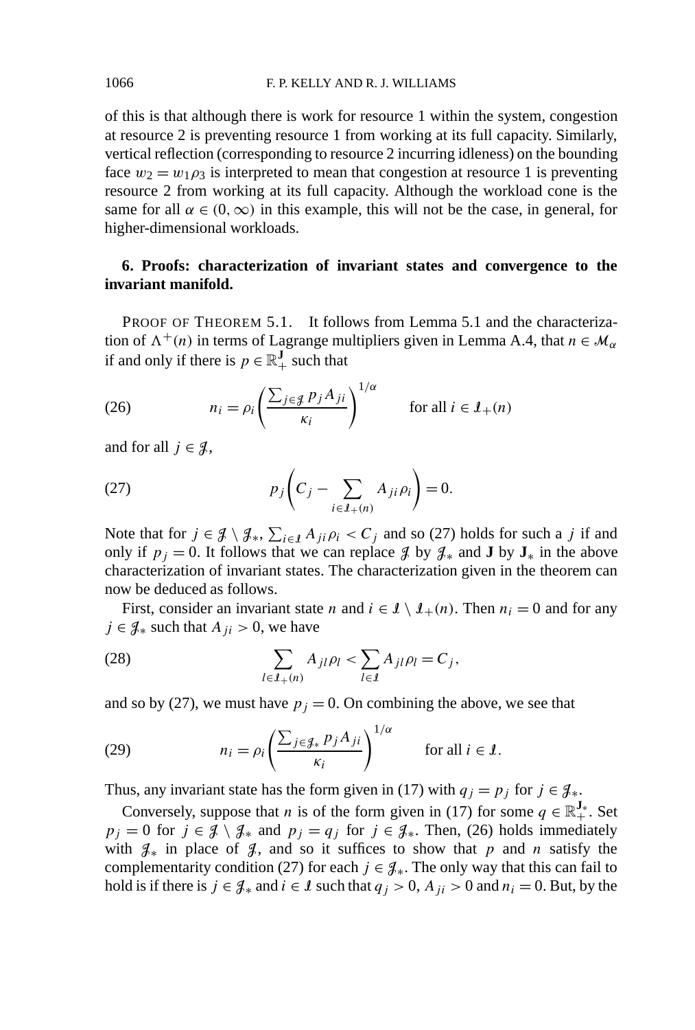of this is that although there is work for resource 1 within the system, congestion at resource 2 is preventing resource 1 from working at its full capacity. Similarly, vertical reflection (corresponding to resource 2 incurring idleness) on the bounding face $w_2 = w_1\rho_3$ is interpreted to mean that congestion at resource 1 is preventing resource 2 from working at its full capacity. Although the workload cone is the same for all $\alpha \in (0,\infty)$ in this example, this will not be the case, in general, for higher-dimensional workloads.

## 6. Proofs: characterization of invariant states and convergence to the invariant manifold.

PROOF OF THEOREM 5.1. It follows from Lemma 5.1 and the characterization of $\Lambda^+(n)$ in terms of Lagrange multipliers given in Lemma A.4, that $n \in \mathcal{M}_\alpha$ if and only if there is $p \in \mathbb{R}_+^{\mathbf{J}}$ such that

$$n_i = \rho_i \left( \frac{\sum_{j \in \mathcal{J}} p_j A_{ji}}{\kappa_i} \right)^{1/\alpha} \qquad \text{for all } i \in \mathcal{I}_+(n) \tag{26}$$

and for all $j \in \mathcal{J}$,

$$p_j \left( C_j - \sum_{i \in \mathcal{I}_+(n)} A_{ji}\rho_i \right) = 0. \tag{27}$$

Note that for $j \in \mathcal{J} \setminus \mathcal{J}_*$, $\sum_{i \in \mathcal{I}} A_{ji}\rho_i < C_j$ and so (27) holds for such a $j$ if and only if $p_j = 0$. It follows that we can replace $\mathcal{J}$ by $\mathcal{J}_*$ and $\mathbf{J}$ by $\mathbf{J}_*$ in the above characterization of invariant states. The characterization given in the theorem can now be deduced as follows.

First, consider an invariant state $n$ and $i \in \mathcal{I} \setminus \mathcal{I}_+(n)$. Then $n_i = 0$ and for any $j \in \mathcal{J}_*$ such that $A_{ji} > 0$, we have

$$\sum_{l \in \mathcal{I}_+(n)} A_{jl}\rho_l < \sum_{l \in \mathcal{I}} A_{jl}\rho_l = C_j, \tag{28}$$

and so by (27), we must have $p_j = 0$. On combining the above, we see that

$$n_i = \rho_i \left( \frac{\sum_{j \in \mathcal{J}_*} p_j A_{ji}}{\kappa_i} \right)^{1/\alpha} \qquad \text{for all } i \in \mathcal{I}. \tag{29}$$

Thus, any invariant state has the form given in (17) with $q_j = p_j$ for $j \in \mathcal{J}_*$.

Conversely, suppose that $n$ is of the form given in (17) for some $q \in \mathbb{R}_+^{\mathbf{J}_*}$. Set $p_j = 0$ for $j \in \mathcal{J} \setminus \mathcal{J}_*$ and $p_j = q_j$ for $j \in \mathcal{J}_*$. Then, (26) holds immediately with $\mathcal{J}_*$ in place of $\mathcal{J}$, and so it suffices to show that $p$ and $n$ satisfy the complementarity condition (27) for each $j \in \mathcal{J}_*$. The only way that this can fail to hold is if there is $j \in \mathcal{J}_*$ and $i \in \mathcal{I}$ such that $q_j > 0$, $A_{ji} > 0$ and $n_i = 0$. But, by the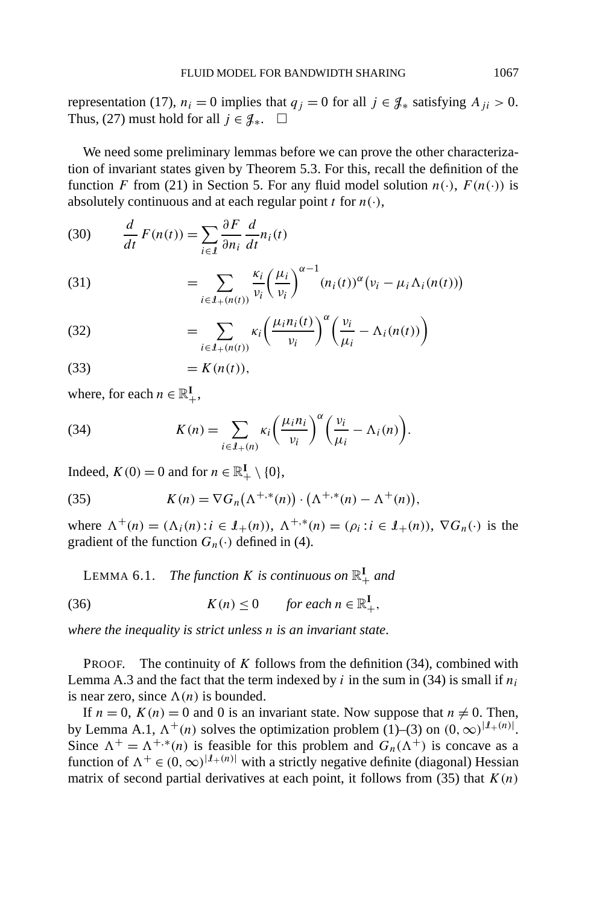representation (17), $n_i = 0$ implies that $q_j = 0$ for all $j \in \mathcal{J}_*$ satisfying $A_{ji} > 0$. Thus, (27) must hold for all $j \in \mathcal{J}_*$. $\square$

We need some preliminary lemmas before we can prove the other characterization of invariant states given by Theorem 5.3. For this, recall the definition of the function $F$ from (21) in Section 5. For any fluid model solution $n(\cdot)$, $F(n(\cdot))$ is absolutely continuous and at each regular point $t$ for $n(\cdot)$,

$$\frac{d}{dt} F(n(t)) = \sum_{i \in \mathcal{I}} \frac{\partial F}{\partial n_i} \frac{d}{dt} n_i(t) \tag{30}$$

$$= \sum_{i \in \mathcal{I}_+(n(t))} \frac{\kappa_i}{\nu_i} \left( \frac{\mu_i}{\nu_i} \right)^{\alpha - 1} (n_i(t))^\alpha \big( \nu_i - \mu_i \Lambda_i(n(t)) \big) \tag{31}$$

$$= \sum_{i \in \mathcal{I}_+(n(t))} \kappa_i \left( \frac{\mu_i n_i(t)}{\nu_i} \right)^\alpha \left( \frac{\nu_i}{\mu_i} - \Lambda_i(n(t)) \right) \tag{32}$$

$$= K(n(t)), \tag{33}$$

where, for each $n \in \mathbb{R}_+^{\mathbf{I}}$,

$$K(n) = \sum_{i \in \mathcal{I}_+(n)} \kappa_i \left( \frac{\mu_i n_i}{\nu_i} \right)^\alpha \left( \frac{\nu_i}{\mu_i} - \Lambda_i(n) \right). \tag{34}$$

Indeed, $K(0) = 0$ and for $n \in \mathbb{R}_+^{\mathbf{I}} \setminus \{0\}$,

$$K(n) = \nabla G_n\big(\Lambda^{+,*}(n)\big) \cdot \big(\Lambda^{+,*}(n) - \Lambda^+(n)\big), \tag{35}$$

where $\Lambda^+(n) = (\Lambda_i(n) : i \in \mathcal{I}_+(n))$, $\Lambda^{+,*}(n) = (\rho_i : i \in \mathcal{I}_+(n))$, $\nabla G_n(\cdot)$ is the gradient of the function $G_n(\cdot)$ defined in (4).

LEMMA 6.1. *The function $K$ is continuous on $\mathbb{R}_+^{\mathbf{I}}$ and*

$$K(n) \le 0 \qquad \textit{for each } n \in \mathbb{R}_+^{\mathbf{I}}, \tag{36}$$

*where the inequality is strict unless $n$ is an invariant state.*

PROOF. The continuity of $K$ follows from the definition (34), combined with Lemma A.3 and the fact that the term indexed by $i$ in the sum in (34) is small if $n_i$ is near zero, since $\Lambda(n)$ is bounded.

If $n = 0$, $K(n) = 0$ and 0 is an invariant state. Now suppose that $n \neq 0$. Then, by Lemma A.1, $\Lambda^+(n)$ solves the optimization problem (1)–(3) on $(0, \infty)^{|\mathcal{I}_+(n)|}$. Since $\Lambda^+ = \Lambda^{+,*}(n)$ is feasible for this problem and $G_n(\Lambda^+)$ is concave as a function of $\Lambda^+ \in (0, \infty)^{|\mathcal{I}_+(n)|}$ with a strictly negative definite (diagonal) Hessian matrix of second partial derivatives at each point, it follows from (35) that $K(n)$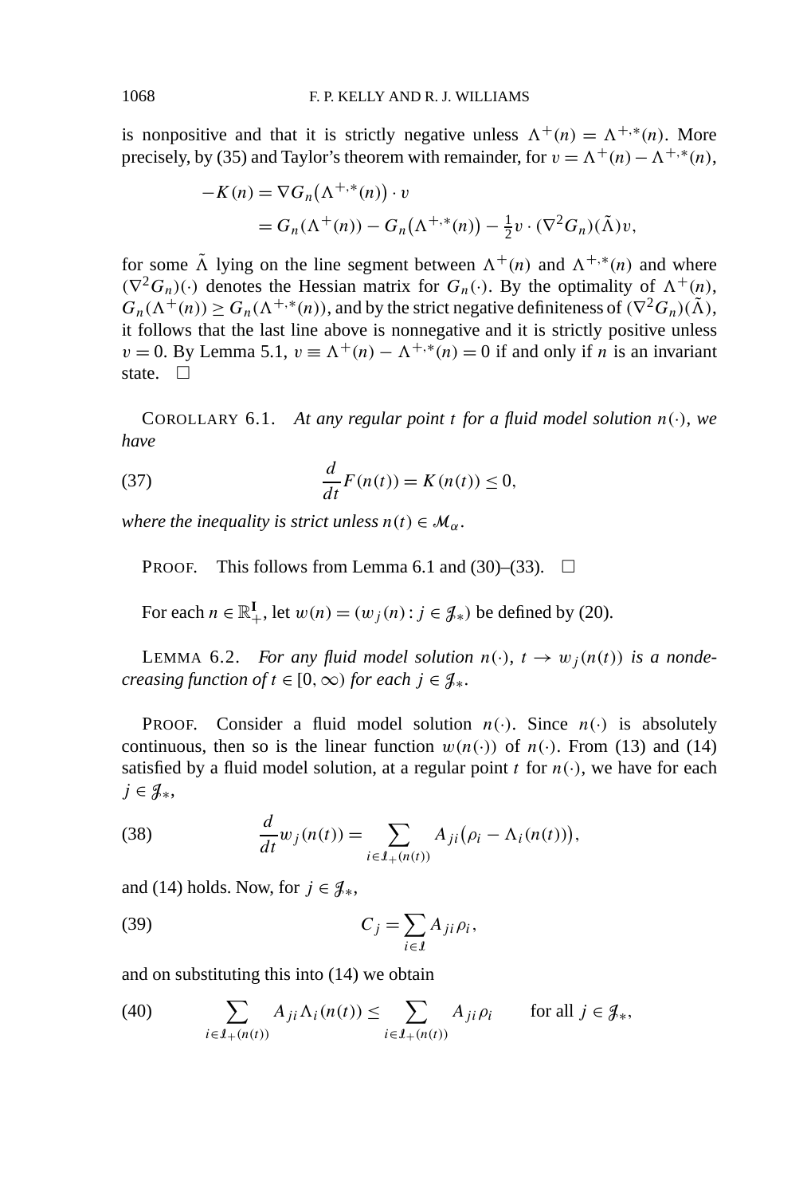is nonpositive and that it is strictly negative unless $\Lambda^+(n) = \Lambda^{+,*}(n)$. More precisely, by (35) and Taylor's theorem with remainder, for $v = \Lambda^+(n) - \Lambda^{+,*}(n)$,

$$
\begin{aligned}
-K(n) &= \nabla G_n\big(\Lambda^{+,*}(n)\big) \cdot v \\
&= G_n(\Lambda^+(n)) - G_n\big(\Lambda^{+,*}(n)\big) - \tfrac{1}{2} v \cdot (\nabla^2 G_n)(\tilde{\Lambda}) v,
\end{aligned}
$$

for some $\tilde{\Lambda}$ lying on the line segment between $\Lambda^+(n)$ and $\Lambda^{+,*}(n)$ and where $(\nabla^2 G_n)(\cdot)$ denotes the Hessian matrix for $G_n(\cdot)$. By the optimality of $\Lambda^+(n)$, $G_n(\Lambda^+(n)) \geq G_n(\Lambda^{+,*}(n))$, and by the strict negative definiteness of $(\nabla^2 G_n)(\tilde{\Lambda})$, it follows that the last line above is nonnegative and it is strictly positive unless $v = 0$. By Lemma 5.1, $v \equiv \Lambda^+(n) - \Lambda^{+,*}(n) = 0$ if and only if $n$ is an invariant state. $\square$

COROLLARY 6.1. *At any regular point $t$ for a fluid model solution $n(\cdot)$, we have*

$$
\frac{d}{dt} F(n(t)) = K(n(t)) \leq 0, \tag{37}
$$

*where the inequality is strict unless $n(t) \in \mathcal{M}_\alpha$.*

PROOF. This follows from Lemma 6.1 and (30)–(33). $\square$

For each $n \in \mathbb{R}_+^{\mathbf{I}}$, let $w(n) = (w_j(n) : j \in \mathcal{J}_*)$ be defined by (20).

LEMMA 6.2. *For any fluid model solution $n(\cdot)$, $t \to w_j(n(t))$ is a nondecreasing function of $t \in [0, \infty)$ for each $j \in \mathcal{J}_*$.*

PROOF. Consider a fluid model solution $n(\cdot)$. Since $n(\cdot)$ is absolutely continuous, then so is the linear function $w(n(\cdot))$ of $n(\cdot)$. From (13) and (14) satisfied by a fluid model solution, at a regular point $t$ for $n(\cdot)$, we have for each $j \in \mathcal{J}_*$,

$$
\frac{d}{dt} w_j(n(t)) = \sum_{i \in \mathcal{I}_+(n(t))} A_{ji}\big(\rho_i - \Lambda_i(n(t))\big), \tag{38}
$$

and (14) holds. Now, for $j \in \mathcal{J}_*$,

$$
C_j = \sum_{i \in \mathcal{I}} A_{ji} \rho_i, \tag{39}
$$

and on substituting this into (14) we obtain

$$
\sum_{i \in \mathcal{I}_+(n(t))} A_{ji} \Lambda_i(n(t)) \leq \sum_{i \in \mathcal{I}_+(n(t))} A_{ji} \rho_i \qquad \text{for all } j \in \mathcal{J}_*, \tag{40}
$$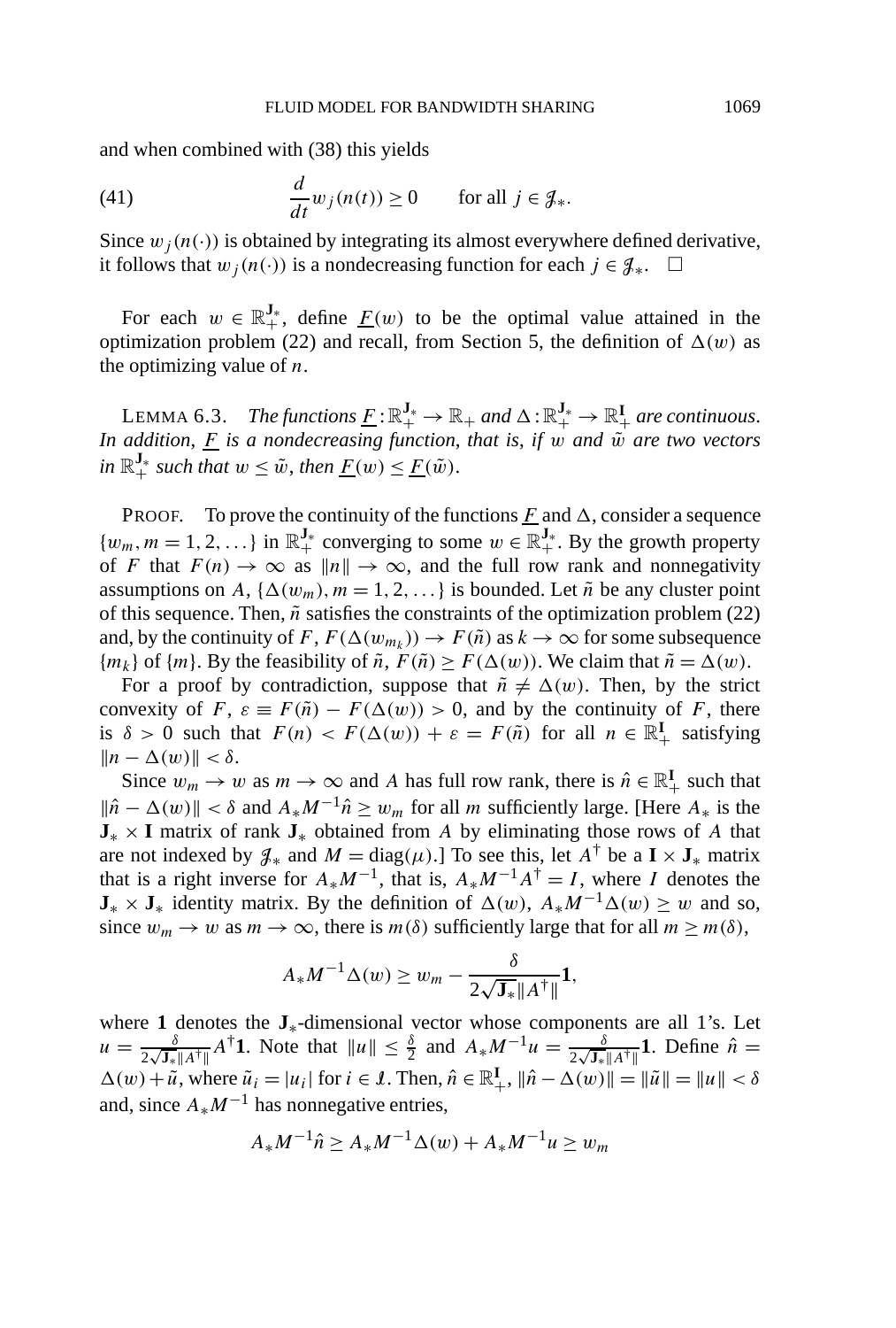and when combined with (38) this yields

$$\frac{d}{dt} w_j(n(t)) \geq 0 \qquad \text{for all } j \in \mathcal{J}_*. \tag{41}$$

Since $w_j(n(\cdot))$ is obtained by integrating its almost everywhere defined derivative, it follows that $w_j(n(\cdot))$ is a nondecreasing function for each $j \in \mathcal{J}_*$. $\square$

For each $w \in \mathbb{R}_+^{\mathbf{J}_*}$, define $\underline{F}(w)$ to be the optimal value attained in the optimization problem (22) and recall, from Section 5, the definition of $\Delta(w)$ as the optimizing value of $n$.

LEMMA 6.3. *The functions $\underline{F} : \mathbb{R}_+^{\mathbf{J}_*} \to \mathbb{R}_+$ and $\Delta : \mathbb{R}_+^{\mathbf{J}_*} \to \mathbb{R}_+^{\mathbf{I}}$ are continuous. In addition, $\underline{F}$ is a nondecreasing function, that is, if $w$ and $\tilde{w}$ are two vectors in $\mathbb{R}_+^{\mathbf{J}_*}$ such that $w \leq \tilde{w}$, then $\underline{F}(w) \leq \underline{F}(\tilde{w})$.*

PROOF. To prove the continuity of the functions $\underline{F}$ and $\Delta$, consider a sequence $\{w_m, m = 1, 2, \dots\}$ in $\mathbb{R}_+^{\mathbf{J}_*}$ converging to some $w \in \mathbb{R}_+^{\mathbf{J}_*}$. By the growth property of $F$ that $F(n) \to \infty$ as $\|n\| \to \infty$, and the full row rank and nonnegativity assumptions on $A$, $\{\Delta(w_m), m = 1, 2, \dots\}$ is bounded. Let $\tilde{n}$ be any cluster point of this sequence. Then, $\tilde{n}$ satisfies the constraints of the optimization problem (22) and, by the continuity of $F$, $F(\Delta(w_{m_k})) \to F(\tilde{n})$ as $k \to \infty$ for some subsequence $\{m_k\}$ of $\{m\}$. By the feasibility of $\tilde{n}$, $F(\tilde{n}) \geq F(\Delta(w))$. We claim that $\tilde{n} = \Delta(w)$.

For a proof by contradiction, suppose that $\tilde{n} \neq \Delta(w)$. Then, by the strict convexity of $F$, $\varepsilon \equiv F(\tilde{n}) - F(\Delta(w)) > 0$, and by the continuity of $F$, there is $\delta > 0$ such that $F(n) < F(\Delta(w)) + \varepsilon = F(\tilde{n})$ for all $n \in \mathbb{R}_+^{\mathbf{I}}$ satisfying $\|n - \Delta(w)\| < \delta$.

Since $w_m \to w$ as $m \to \infty$ and $A$ has full row rank, there is $\hat{n} \in \mathbb{R}_+^{\mathbf{I}}$ such that $\|\hat{n} - \Delta(w)\| < \delta$ and $A_* M^{-1} \hat{n} \geq w_m$ for all $m$ sufficiently large. [Here $A_*$ is the $\mathbf{J}_* \times \mathbf{I}$ matrix of rank $\mathbf{J}_*$ obtained from $A$ by eliminating those rows of $A$ that are not indexed by $\mathcal{J}_*$ and $M = \mathrm{diag}(\mu)$.] To see this, let $A^\dagger$ be a $\mathbf{I} \times \mathbf{J}_*$ matrix that is a right inverse for $A_* M^{-1}$, that is, $A_* M^{-1} A^\dagger = I$, where $I$ denotes the $\mathbf{J}_* \times \mathbf{J}_*$ identity matrix. By the definition of $\Delta(w)$, $A_* M^{-1} \Delta(w) \geq w$ and so, since $w_m \to w$ as $m \to \infty$, there is $m(\delta)$ sufficiently large that for all $m \geq m(\delta)$,

$$A_* M^{-1} \Delta(w) \geq w_m - \frac{\delta}{2\sqrt{\mathbf{J}_*}\|A^\dagger\|} \mathbf{1},$$

where $\mathbf{1}$ denotes the $\mathbf{J}_*$-dimensional vector whose components are all 1's. Let $u = \frac{\delta}{2\sqrt{\mathbf{J}_*}\|A^\dagger\|} A^\dagger \mathbf{1}$. Note that $\|u\| \leq \frac{\delta}{2}$ and $A_* M^{-1} u = \frac{\delta}{2\sqrt{\mathbf{J}_*}\|A^\dagger\|} \mathbf{1}$. Define $\hat{n} = \Delta(w) + \tilde{u}$, where $\tilde{u}_i = |u_i|$ for $i \in \mathcal{I}$. Then, $\hat{n} \in \mathbb{R}_+^{\mathbf{I}}$, $\|\hat{n} - \Delta(w)\| = \|\tilde{u}\| = \|u\| < \delta$ and, since $A_* M^{-1}$ has nonnegative entries,

$$A_* M^{-1} \hat{n} \geq A_* M^{-1} \Delta(w) + A_* M^{-1} u \geq w_m$$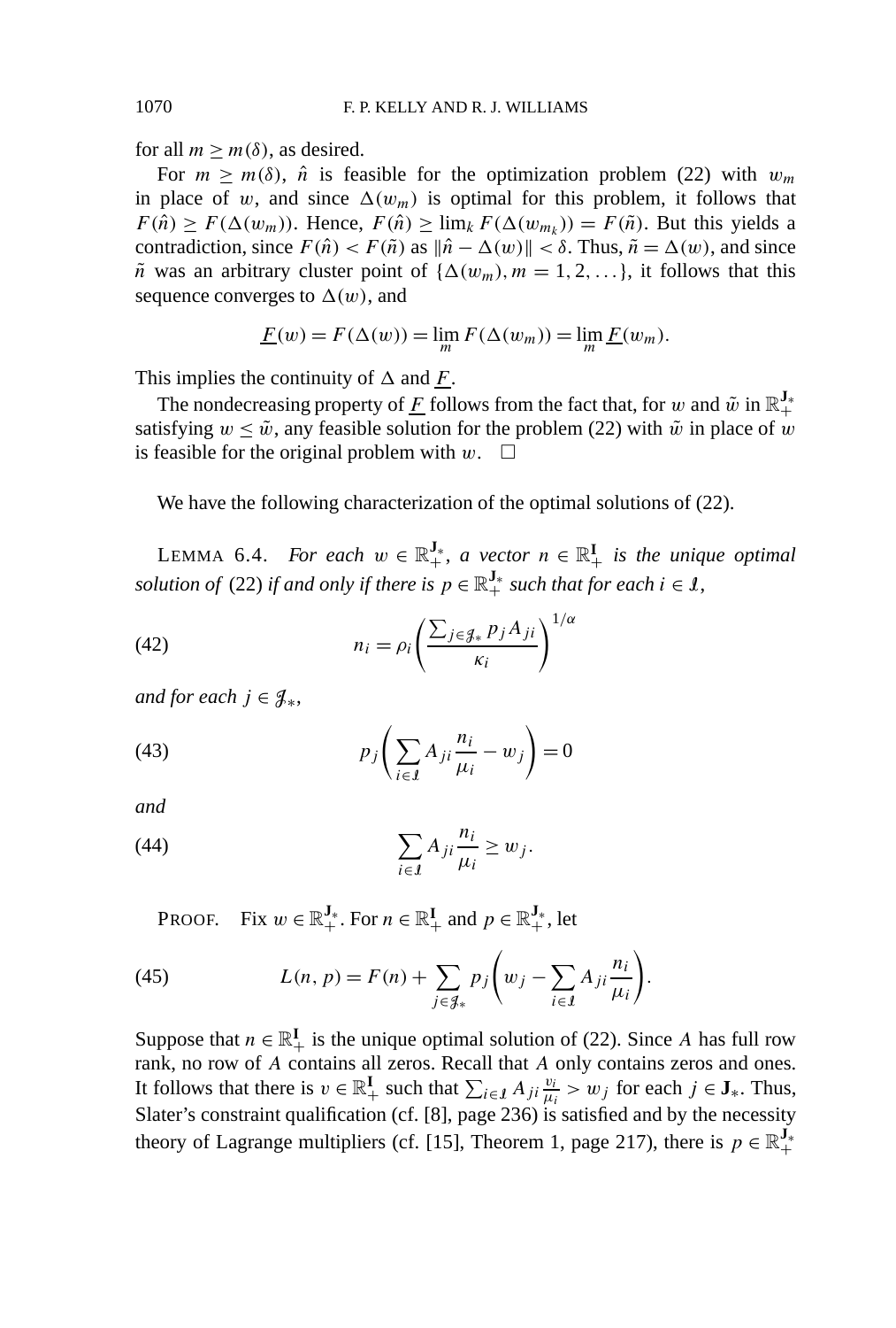for all $m \geq m(\delta)$, as desired.

For $m \geq m(\delta)$, $\hat{n}$ is feasible for the optimization problem (22) with $w_m$ in place of $w$, and since $\Delta(w_m)$ is optimal for this problem, it follows that $F(\hat{n}) \geq F(\Delta(w_m))$. Hence, $F(\hat{n}) \geq \lim_k F(\Delta(w_{m_k})) = F(\tilde{n})$. But this yields a contradiction, since $F(\hat{n}) < F(\tilde{n})$ as $\|\hat{n} - \Delta(w)\| < \delta$. Thus, $\tilde{n} = \Delta(w)$, and since $\tilde{n}$ was an arbitrary cluster point of $\{\Delta(w_m), m = 1, 2, \ldots\}$, it follows that this sequence converges to $\Delta(w)$, and

$$\underline{F}(w) = F(\Delta(w)) = \lim_m F(\Delta(w_m)) = \lim_m \underline{F}(w_m).$$

This implies the continuity of $\Delta$ and $\underline{F}$.

The nondecreasing property of $\underline{F}$ follows from the fact that, for $w$ and $\tilde{w}$ in $\mathbb{R}_+^{\mathbf{J}_*}$ satisfying $w \leq \tilde{w}$, any feasible solution for the problem (22) with $\tilde{w}$ in place of $w$ is feasible for the original problem with $w$. $\square$

We have the following characterization of the optimal solutions of (22).

LEMMA 6.4. *For each $w \in \mathbb{R}_+^{\mathbf{J}_*}$, a vector $n \in \mathbb{R}_+^{\mathbf{I}}$ is the unique optimal solution of* (22) *if and only if there is $p \in \mathbb{R}_+^{\mathbf{J}_*}$ such that for each $i \in \mathcal{I}$,*

$$n_i = \rho_i \left( \frac{\sum_{j \in \mathcal{J}_*} p_j A_{ji}}{\kappa_i} \right)^{1/\alpha} \tag{42}$$

*and for each $j \in \mathcal{J}_*$,*

$$p_j \left( \sum_{i \in \mathcal{I}} A_{ji} \frac{n_i}{\mu_i} - w_j \right) = 0 \tag{43}$$

*and*

$$\sum_{i \in \mathcal{I}} A_{ji} \frac{n_i}{\mu_i} \geq w_j. \tag{44}$$

PROOF. Fix $w \in \mathbb{R}_+^{\mathbf{J}_*}$. For $n \in \mathbb{R}_+^{\mathbf{I}}$ and $p \in \mathbb{R}_+^{\mathbf{J}_*}$, let

$$L(n, p) = F(n) + \sum_{j \in \mathcal{J}_*} p_j \left( w_j - \sum_{i \in \mathcal{I}} A_{ji} \frac{n_i}{\mu_i} \right). \tag{45}$$

Suppose that $n \in \mathbb{R}_+^{\mathbf{I}}$ is the unique optimal solution of (22). Since $A$ has full row rank, no row of $A$ contains all zeros. Recall that $A$ only contains zeros and ones. It follows that there is $v \in \mathbb{R}_+^{\mathbf{I}}$ such that $\sum_{i \in \mathcal{I}} A_{ji} \frac{v_i}{\mu_i} > w_j$ for each $j \in \mathbf{J}_*$. Thus, Slater's constraint qualification (cf. [8], page 236) is satisfied and by the necessity theory of Lagrange multipliers (cf. [15], Theorem 1, page 217), there is $p \in \mathbb{R}_+^{\mathbf{J}_*}$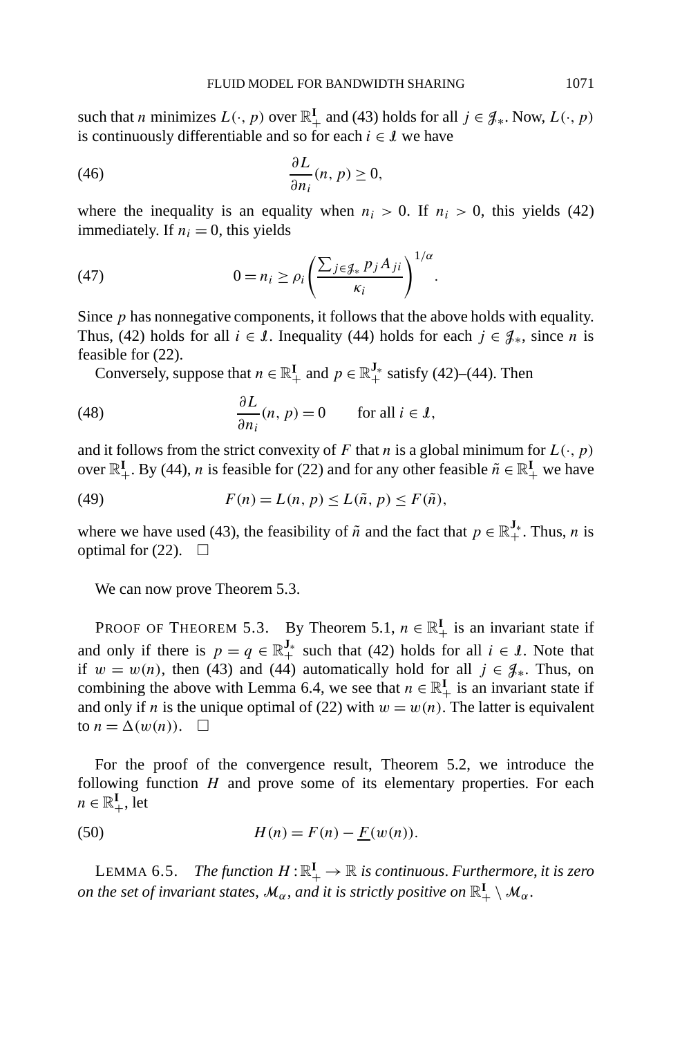such that $n$ minimizes $L(\cdot, p)$ over $\mathbb{R}_+^{\mathbf{I}}$ and (43) holds for all $j \in \mathcal{J}_*$. Now, $L(\cdot, p)$ is continuously differentiable and so for each $i \in \mathcal{I}$ we have

$$\frac{\partial L}{\partial n_i}(n, p) \geq 0, \tag{46}$$

where the inequality is an equality when $n_i > 0$. If $n_i > 0$, this yields (42) immediately. If $n_i = 0$, this yields

$$0 = n_i \geq \rho_i \left( \frac{\sum_{j \in \mathcal{J}_*} p_j A_{ji}}{\kappa_i} \right)^{1/\alpha}. \tag{47}$$

Since $p$ has nonnegative components, it follows that the above holds with equality. Thus, (42) holds for all $i \in \mathcal{I}$. Inequality (44) holds for each $j \in \mathcal{J}_*$, since $n$ is feasible for (22).

Conversely, suppose that $n \in \mathbb{R}_+^{\mathbf{I}}$ and $p \in \mathbb{R}_+^{\mathbf{J}_*}$ satisfy (42)–(44). Then

$$\frac{\partial L}{\partial n_i}(n, p) = 0 \qquad \text{for all } i \in \mathcal{I}, \tag{48}$$

and it follows from the strict convexity of $F$ that $n$ is a global minimum for $L(\cdot, p)$ over $\mathbb{R}_+^{\mathbf{I}}$. By (44), $n$ is feasible for (22) and for any other feasible $\tilde{n} \in \mathbb{R}_+^{\mathbf{I}}$ we have

$$F(n) = L(n, p) \leq L(\tilde{n}, p) \leq F(\tilde{n}), \tag{49}$$

where we have used (43), the feasibility of $\tilde{n}$ and the fact that $p \in \mathbb{R}_+^{\mathbf{J}_*}$. Thus, $n$ is optimal for (22). $\square$

We can now prove Theorem 5.3.

PROOF OF THEOREM 5.3. By Theorem 5.1, $n \in \mathbb{R}_+^{\mathbf{I}}$ is an invariant state if and only if there is $p = q \in \mathbb{R}_+^{\mathbf{J}_*}$ such that (42) holds for all $i \in \mathcal{I}$. Note that if $w = w(n)$, then (43) and (44) automatically hold for all $j \in \mathcal{J}_*$. Thus, on combining the above with Lemma 6.4, we see that $n \in \mathbb{R}_+^{\mathbf{I}}$ is an invariant state if and only if $n$ is the unique optimal of (22) with $w = w(n)$. The latter is equivalent to $n = \Delta(w(n))$. $\square$

For the proof of the convergence result, Theorem 5.2, we introduce the following function $H$ and prove some of its elementary properties. For each $n \in \mathbb{R}_+^{\mathbf{I}}$, let

$$H(n) = F(n) - \underline{F}(w(n)). \tag{50}$$

LEMMA 6.5. *The function $H : \mathbb{R}_+^{\mathbf{I}} \to \mathbb{R}$ is continuous. Furthermore, it is zero on the set of invariant states, $\mathcal{M}_\alpha$, and it is strictly positive on $\mathbb{R}_+^{\mathbf{I}} \setminus \mathcal{M}_\alpha$.*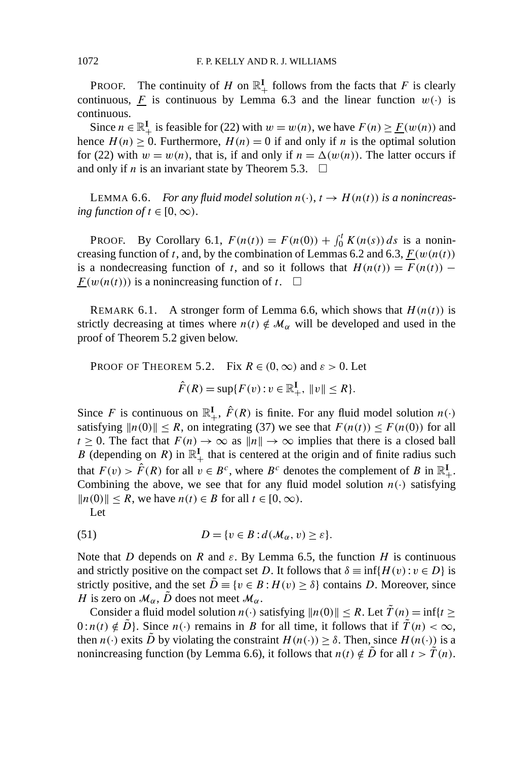PROOF. The continuity of $H$ on $\mathbb{R}_+^{\mathbf{I}}$ follows from the facts that $F$ is clearly continuous, $\underline{F}$ is continuous by Lemma 6.3 and the linear function $w(\cdot)$ is continuous.

Since $n \in \mathbb{R}_+^{\mathbf{I}}$ is feasible for (22) with $w = w(n)$, we have $F(n) \geq \underline{F}(w(n))$ and hence $H(n) \geq 0$. Furthermore, $H(n) = 0$ if and only if $n$ is the optimal solution for (22) with $w = w(n)$, that is, if and only if $n = \Delta(w(n))$. The latter occurs if and only if $n$ is an invariant state by Theorem 5.3. $\square$

LEMMA 6.6. *For any fluid model solution $n(\cdot)$, $t \to H(n(t))$ is a nonincreasing function of $t \in [0, \infty)$.*

PROOF. By Corollary 6.1, $F(n(t)) = F(n(0)) + \int_0^t K(n(s))\, ds$ is a nonincreasing function of $t$, and, by the combination of Lemmas 6.2 and 6.3, $\underline{F}(w(n(t))$ is a nondecreasing function of $t$, and so it follows that $H(n(t)) = F(n(t)) - \underline{F}(w(n(t)))$ is a nonincreasing function of $t$. $\square$

REMARK 6.1. A stronger form of Lemma 6.6, which shows that $H(n(t))$ is strictly decreasing at times where $n(t) \notin \mathcal{M}_\alpha$ will be developed and used in the proof of Theorem 5.2 given below.

PROOF OF THEOREM 5.2. Fix $R \in (0, \infty)$ and $\varepsilon > 0$. Let

$$\hat{F}(R) = \sup\{F(v) : v \in \mathbb{R}_+^{\mathbf{I}},\ \|v\| \leq R\}.$$

Since $F$ is continuous on $\mathbb{R}_+^{\mathbf{I}}$, $\hat{F}(R)$ is finite. For any fluid model solution $n(\cdot)$ satisfying $\|n(0)\| \leq R$, on integrating (37) we see that $F(n(t)) \leq F(n(0))$ for all $t \geq 0$. The fact that $F(n) \to \infty$ as $\|n\| \to \infty$ implies that there is a closed ball $B$ (depending on $R$) in $\mathbb{R}_+^{\mathbf{I}}$ that is centered at the origin and of finite radius such that $F(v) > \hat{F}(R)$ for all $v \in B^c$, where $B^c$ denotes the complement of $B$ in $\mathbb{R}_+^{\mathbf{I}}$. Combining the above, we see that for any fluid model solution $n(\cdot)$ satisfying $\|n(0)\| \leq R$, we have $n(t) \in B$ for all $t \in [0, \infty)$.

Let

$$D = \{v \in B : d(\mathcal{M}_\alpha, v) \geq \varepsilon\}. \tag{51}$$

Note that $D$ depends on $R$ and $\varepsilon$. By Lemma 6.5, the function $H$ is continuous and strictly positive on the compact set $D$. It follows that $\delta \equiv \inf\{H(v) : v \in D\}$ is strictly positive, and the set $\tilde{D} \equiv \{v \in B : H(v) \geq \delta\}$ contains $D$. Moreover, since $H$ is zero on $\mathcal{M}_\alpha$, $\tilde{D}$ does not meet $\mathcal{M}_\alpha$.

Consider a fluid model solution $n(\cdot)$ satisfying $\|n(0)\| \leq R$. Let $\tilde{T}(n) = \inf\{t \geq 0 : n(t) \notin \tilde{D}\}$. Since $n(\cdot)$ remains in $B$ for all time, it follows that if $\tilde{T}(n) < \infty$, then $n(\cdot)$ exits $\tilde{D}$ by violating the constraint $H(n(\cdot)) \geq \delta$. Then, since $H(n(\cdot))$ is a nonincreasing function (by Lemma 6.6), it follows that $n(t) \notin \tilde{D}$ for all $t > \tilde{T}(n)$.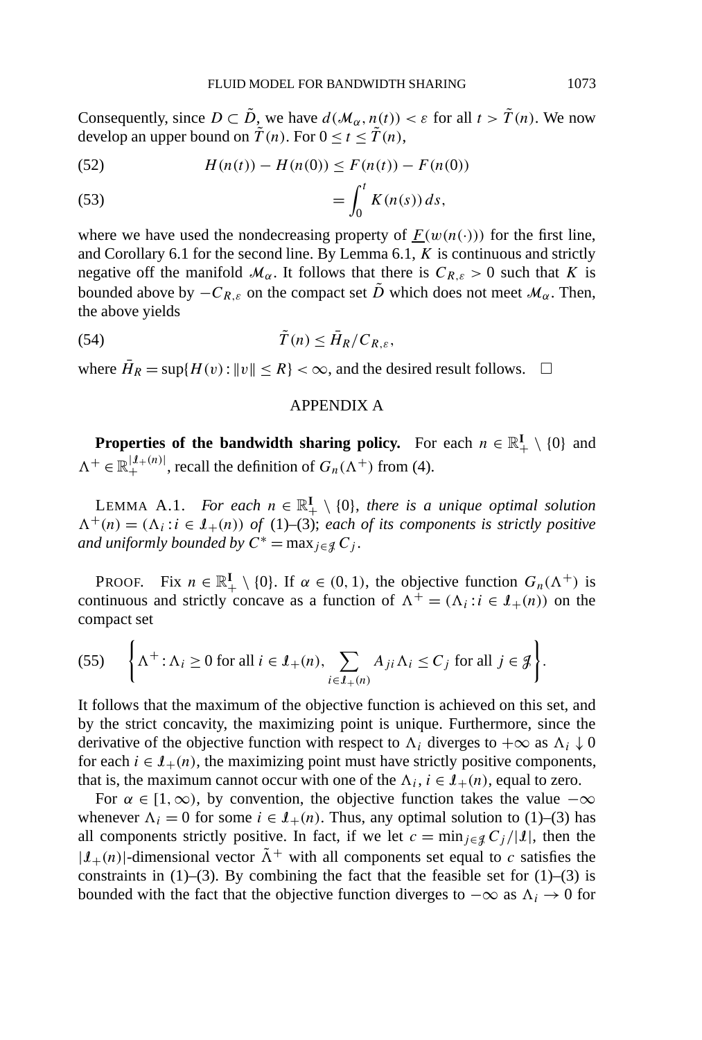Consequently, since $D \subset \tilde{D}$, we have $d(\mathcal{M}_\alpha, n(t)) < \varepsilon$ for all $t > \tilde{T}(n)$. We now develop an upper bound on $\tilde{T}(n)$. For $0 \leq t \leq \tilde{T}(n)$,

$$H(n(t)) - H(n(0)) \leq F(n(t)) - F(n(0)) \tag{52}$$

$$= \int_0^t K(n(s))\,ds, \tag{53}$$

where we have used the nondecreasing property of $\underline{F}(w(n(\cdot)))$ for the first line, and Corollary 6.1 for the second line. By Lemma 6.1, $K$ is continuous and strictly negative off the manifold $\mathcal{M}_\alpha$. It follows that there is $C_{R,\varepsilon} > 0$ such that $K$ is bounded above by $-C_{R,\varepsilon}$ on the compact set $\tilde{D}$ which does not meet $\mathcal{M}_\alpha$. Then, the above yields

$$\tilde{T}(n) \leq \bar{H}_R / C_{R,\varepsilon}, \tag{54}$$

where $\bar{H}_R = \sup\{H(v) : \|v\| \leq R\} < \infty$, and the desired result follows. $\square$

## APPENDIX A

**Properties of the bandwidth sharing policy.** For each $n \in \mathbb{R}_+^{\mathbf{I}} \setminus \{0\}$ and $\Lambda^+ \in \mathbb{R}_+^{|\mathcal{I}_+(n)|}$, recall the definition of $G_n(\Lambda^+)$ from (4).

LEMMA A.1. *For each $n \in \mathbb{R}_+^{\mathbf{I}} \setminus \{0\}$, there is a unique optimal solution $\Lambda^+(n) = (\Lambda_i : i \in \mathcal{I}_+(n))$ of* (1)–(3); *each of its components is strictly positive and uniformly bounded by $C^* = \max_{j \in \mathcal{J}} C_j$.*

PROOF. Fix $n \in \mathbb{R}_+^{\mathbf{I}} \setminus \{0\}$. If $\alpha \in (0,1)$, the objective function $G_n(\Lambda^+)$ is continuous and strictly concave as a function of $\Lambda^+ = (\Lambda_i : i \in \mathcal{I}_+(n))$ on the compact set

$$\left\{ \Lambda^+ : \Lambda_i \geq 0 \text{ for all } i \in \mathcal{I}_+(n), \sum_{i \in \mathcal{I}_+(n)} A_{ji} \Lambda_i \leq C_j \text{ for all } j \in \mathcal{J} \right\}. \tag{55}$$

It follows that the maximum of the objective function is achieved on this set, and by the strict concavity, the maximizing point is unique. Furthermore, since the derivative of the objective function with respect to $\Lambda_i$ diverges to $+\infty$ as $\Lambda_i \downarrow 0$ for each $i \in \mathcal{I}_+(n)$, the maximizing point must have strictly positive components, that is, the maximum cannot occur with one of the $\Lambda_i$, $i \in \mathcal{I}_+(n)$, equal to zero.

For $\alpha \in [1, \infty)$, by convention, the objective function takes the value $-\infty$ whenever $\Lambda_i = 0$ for some $i \in \mathcal{I}_+(n)$. Thus, any optimal solution to (1)–(3) has all components strictly positive. In fact, if we let $c = \min_{j \in \mathcal{J}} C_j / |\mathcal{I}|$, then the $|\mathcal{I}_+(n)|$-dimensional vector $\tilde{\Lambda}^+$ with all components set equal to $c$ satisfies the constraints in (1)–(3). By combining the fact that the feasible set for (1)–(3) is bounded with the fact that the objective function diverges to $-\infty$ as $\Lambda_i \to 0$ for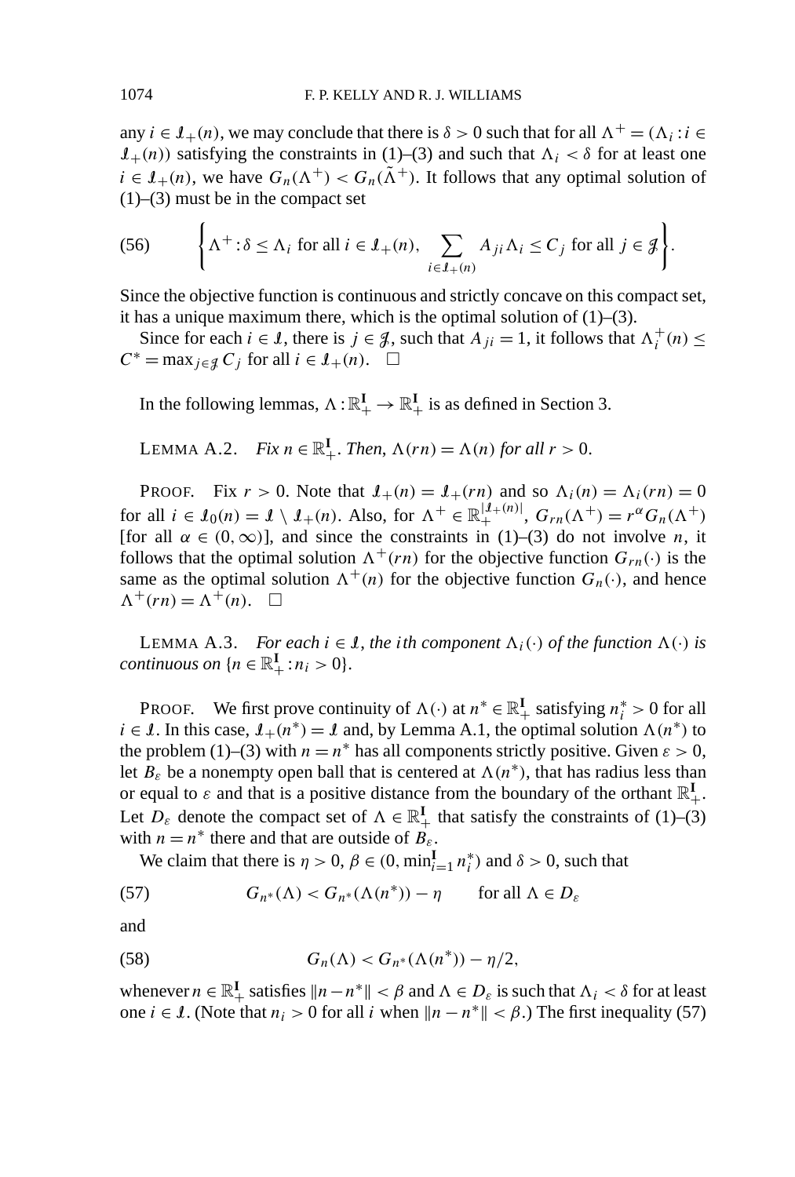any $i \in \mathcal{I}_+(n)$, we may conclude that there is $\delta > 0$ such that for all $\Lambda^+ = (\Lambda_i : i \in \mathcal{I}_+(n))$ satisfying the constraints in (1)–(3) and such that $\Lambda_i < \delta$ for at least one $i \in \mathcal{I}_+(n)$, we have $G_n(\Lambda^+) < G_n(\tilde{\Lambda}^+)$. It follows that any optimal solution of (1)–(3) must be in the compact set

$$\left\{ \Lambda^+ : \delta \le \Lambda_i \text{ for all } i \in \mathcal{I}_+(n), \sum_{i \in \mathcal{I}_+(n)} A_{ji} \Lambda_i \le C_j \text{ for all } j \in \mathcal{J} \right\}. \tag{56}$$

Since the objective function is continuous and strictly concave on this compact set, it has a unique maximum there, which is the optimal solution of (1)–(3).

Since for each $i \in \mathcal{I}$, there is $j \in \mathcal{J}$, such that $A_{ji} = 1$, it follows that $\Lambda_i^+(n) \le C^* = \max_{j \in \mathcal{J}} C_j$ for all $i \in \mathcal{I}_+(n)$. $\square$

In the following lemmas, $\Lambda : \mathbb{R}_+^{\mathbf{I}} \to \mathbb{R}_+^{\mathbf{I}}$ is as defined in Section 3.

LEMMA A.2. *Fix $n \in \mathbb{R}_+^{\mathbf{I}}$. Then, $\Lambda(rn) = \Lambda(n)$ for all $r > 0$.*

PROOF. Fix $r > 0$. Note that $\mathcal{I}_+(n) = \mathcal{I}_+(rn)$ and so $\Lambda_i(n) = \Lambda_i(rn) = 0$ for all $i \in \mathcal{I}_0(n) = \mathcal{I} \setminus \mathcal{I}_+(n)$. Also, for $\Lambda^+ \in \mathbb{R}_+^{|\mathcal{I}_+(n)|}$, $G_{rn}(\Lambda^+) = r^\alpha G_n(\Lambda^+)$ [for all $\alpha \in (0, \infty)$], and since the constraints in (1)–(3) do not involve $n$, it follows that the optimal solution $\Lambda^+(rn)$ for the objective function $G_{rn}(\cdot)$ is the same as the optimal solution $\Lambda^+(n)$ for the objective function $G_n(\cdot)$, and hence $\Lambda^+(rn) = \Lambda^+(n)$. $\square$

LEMMA A.3. *For each $i \in \mathcal{I}$, the $i$th component $\Lambda_i(\cdot)$ of the function $\Lambda(\cdot)$ is continuous on $\{n \in \mathbb{R}_+^{\mathbf{I}} : n_i > 0\}$.*

PROOF. We first prove continuity of $\Lambda(\cdot)$ at $n^* \in \mathbb{R}_+^{\mathbf{I}}$ satisfying $n_i^* > 0$ for all $i \in \mathcal{I}$. In this case, $\mathcal{I}_+(n^*) = \mathcal{I}$ and, by Lemma A.1, the optimal solution $\Lambda(n^*)$ to the problem (1)–(3) with $n = n^*$ has all components strictly positive. Given $\varepsilon > 0$, let $B_\varepsilon$ be a nonempty open ball that is centered at $\Lambda(n^*)$, that has radius less than or equal to $\varepsilon$ and that is a positive distance from the boundary of the orthant $\mathbb{R}_+^{\mathbf{I}}$. Let $D_\varepsilon$ denote the compact set of $\Lambda \in \mathbb{R}_+^{\mathbf{I}}$ that satisfy the constraints of (1)–(3) with $n = n^*$ there and that are outside of $B_\varepsilon$.

We claim that there is $\eta > 0$, $\beta \in (0, \min_{i=1}^{\mathbf{I}} n_i^*)$ and $\delta > 0$, such that

$$G_{n^*}(\Lambda) < G_{n^*}(\Lambda(n^*)) - \eta \qquad \text{for all } \Lambda \in D_\varepsilon \tag{57}$$

and

$$G_n(\Lambda) < G_{n^*}(\Lambda(n^*)) - \eta/2, \tag{58}$$

whenever $n \in \mathbb{R}_+^{\mathbf{I}}$ satisfies $\|n - n^*\| < \beta$ and $\Lambda \in D_\varepsilon$ is such that $\Lambda_i < \delta$ for at least one $i \in \mathcal{I}$. (Note that $n_i > 0$ for all $i$ when $\|n - n^*\| < \beta$.) The first inequality (57)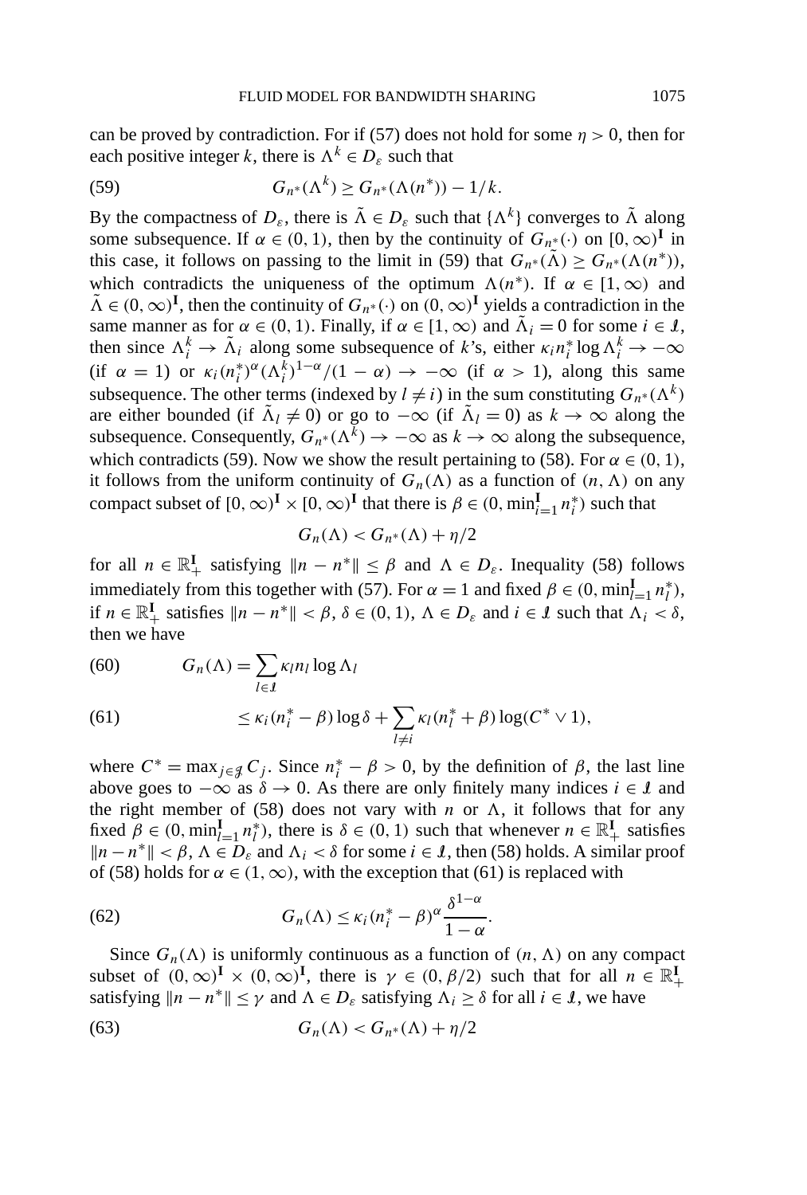can be proved by contradiction. For if (57) does not hold for some $\eta > 0$, then for each positive integer $k$, there is $\Lambda^k \in D_\varepsilon$ such that

$$G_{n^*}(\Lambda^k) \geq G_{n^*}(\Lambda(n^*)) - 1/k. \tag{59}$$

By the compactness of $D_\varepsilon$, there is $\tilde{\Lambda} \in D_\varepsilon$ such that $\{\Lambda^k\}$ converges to $\tilde{\Lambda}$ along some subsequence. If $\alpha \in (0,1)$, then by the continuity of $G_{n^*}(\cdot)$ on $[0,\infty)^{\mathbf{I}}$ in this case, it follows on passing to the limit in (59) that $G_{n^*}(\tilde{\Lambda}) \geq G_{n^*}(\Lambda(n^*))$, which contradicts the uniqueness of the optimum $\Lambda(n^*)$. If $\alpha \in [1,\infty)$ and $\tilde{\Lambda} \in (0,\infty)^{\mathbf{I}}$, then the continuity of $G_{n^*}(\cdot)$ on $(0,\infty)^{\mathbf{I}}$ yields a contradiction in the same manner as for $\alpha \in (0,1)$. Finally, if $\alpha \in [1,\infty)$ and $\tilde{\Lambda}_i = 0$ for some $i \in \mathcal{I}$, then since $\Lambda_i^k \to \tilde{\Lambda}_i$ along some subsequence of $k$'s, either $\kappa_i n_i^* \log \Lambda_i^k \to -\infty$ (if $\alpha = 1$) or $\kappa_i (n_i^*)^\alpha (\Lambda_i^k)^{1-\alpha}/(1-\alpha) \to -\infty$ (if $\alpha > 1$), along this same subsequence. The other terms (indexed by $l \neq i$) in the sum constituting $G_{n^*}(\Lambda^k)$ are either bounded (if $\tilde{\Lambda}_l \neq 0$) or go to $-\infty$ (if $\tilde{\Lambda}_l = 0$) as $k \to \infty$ along the subsequence. Consequently, $G_{n^*}(\Lambda^k) \to -\infty$ as $k \to \infty$ along the subsequence, which contradicts (59). Now we show the result pertaining to (58). For $\alpha \in (0,1)$, it follows from the uniform continuity of $G_n(\Lambda)$ as a function of $(n,\Lambda)$ on any compact subset of $[0,\infty)^{\mathbf{I}} \times [0,\infty)^{\mathbf{I}}$ that there is $\beta \in (0, \min_{i=1}^{\mathbf{I}} n_i^*)$ such that

$$G_n(\Lambda) < G_{n^*}(\Lambda) + \eta/2$$

for all $n \in \mathbb{R}_+^{\mathbf{I}}$ satisfying $\|n - n^*\| \leq \beta$ and $\Lambda \in D_\varepsilon$. Inequality (58) follows immediately from this together with (57). For $\alpha = 1$ and fixed $\beta \in (0, \min_{l=1}^{\mathbf{I}} n_l^*)$, if $n \in \mathbb{R}_+^{\mathbf{I}}$ satisfies $\|n - n^*\| < \beta$, $\delta \in (0,1)$, $\Lambda \in D_\varepsilon$ and $i \in \mathcal{I}$ such that $\Lambda_i < \delta$, then we have

$$G_n(\Lambda) = \sum_{l \in \mathcal{I}} \kappa_l n_l \log \Lambda_l \tag{60}$$

$$\leq \kappa_i (n_i^* - \beta) \log \delta + \sum_{l \neq i} \kappa_l (n_l^* + \beta) \log(C^* \vee 1), \tag{61}$$

where $C^* = \max_{j \in \mathcal{J}} C_j$. Since $n_i^* - \beta > 0$, by the definition of $\beta$, the last line above goes to $-\infty$ as $\delta \to 0$. As there are only finitely many indices $i \in \mathcal{I}$ and the right member of (58) does not vary with $n$ or $\Lambda$, it follows that for any fixed $\beta \in (0, \min_{l=1}^{\mathbf{I}} n_l^*)$, there is $\delta \in (0,1)$ such that whenever $n \in \mathbb{R}_+^{\mathbf{I}}$ satisfies $\|n - n^*\| < \beta$, $\Lambda \in D_\varepsilon$ and $\Lambda_i < \delta$ for some $i \in \mathcal{I}$, then (58) holds. A similar proof of (58) holds for $\alpha \in (1,\infty)$, with the exception that (61) is replaced with

$$G_n(\Lambda) \leq \kappa_i (n_i^* - \beta)^\alpha \frac{\delta^{1-\alpha}}{1-\alpha}. \tag{62}$$

Since $G_n(\Lambda)$ is uniformly continuous as a function of $(n,\Lambda)$ on any compact subset of $(0,\infty)^{\mathbf{I}} \times (0,\infty)^{\mathbf{I}}$, there is $\gamma \in (0, \beta/2)$ such that for all $n \in \mathbb{R}_+^{\mathbf{I}}$ satisfying $\|n - n^*\| \leq \gamma$ and $\Lambda \in D_\varepsilon$ satisfying $\Lambda_i \geq \delta$ for all $i \in \mathcal{I}$, we have

$$G_n(\Lambda) < G_{n^*}(\Lambda) + \eta/2 \tag{63}$$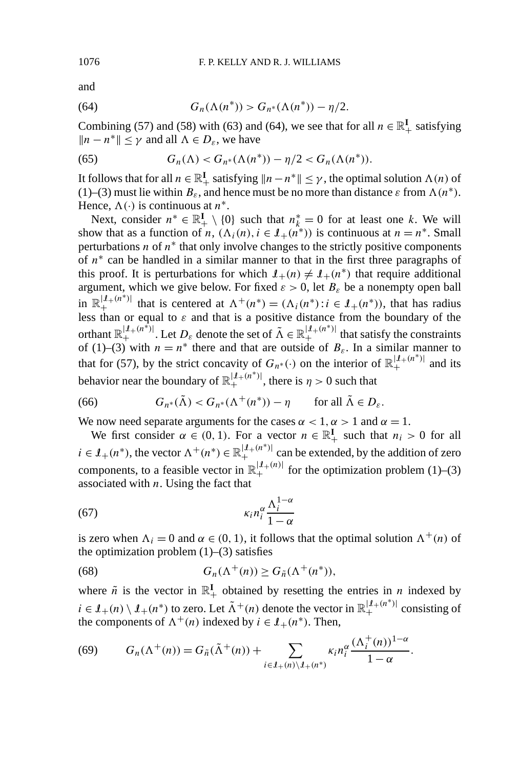and

$$G_n(\Lambda(n^*)) > G_{n^*}(\Lambda(n^*)) - \eta/2. \tag{64}$$

Combining (57) and (58) with (63) and (64), we see that for all $n \in \mathbb{R}_+^{\mathbf{I}}$ satisfying $\|n - n^*\| \le \gamma$ and all $\Lambda \in D_\varepsilon$, we have

$$G_n(\Lambda) < G_{n^*}(\Lambda(n^*)) - \eta/2 < G_n(\Lambda(n^*)). \tag{65}$$

It follows that for all $n \in \mathbb{R}_+^{\mathbf{I}}$ satisfying $\|n - n^*\| \le \gamma$, the optimal solution $\Lambda(n)$ of (1)–(3) must lie within $B_\varepsilon$, and hence must be no more than distance $\varepsilon$ from $\Lambda(n^*)$. Hence, $\Lambda(\cdot)$ is continuous at $n^*$.

Next, consider $n^* \in \mathbb{R}_+^{\mathbf{I}} \setminus \{0\}$ such that $n_k^* = 0$ for at least one $k$. We will show that as a function of $n$, $(\Lambda_i(n), i \in \mathcal{I}_+(n^*))$ is continuous at $n = n^*$. Small perturbations $n$ of $n^*$ that only involve changes to the strictly positive components of $n^*$ can be handled in a similar manner to that in the first three paragraphs of this proof. It is perturbations for which $\mathcal{I}_+(n) \ne \mathcal{I}_+(n^*)$ that require additional argument, which we give below. For fixed $\varepsilon > 0$, let $B_\varepsilon$ be a nonempty open ball in $\mathbb{R}_+^{|\mathcal{I}_+(n^*)|}$ that is centered at $\Lambda^+(n^*) = (\Lambda_i(n^*) : i \in \mathcal{I}_+(n^*))$, that has radius less than or equal to $\varepsilon$ and that is a positive distance from the boundary of the orthant $\mathbb{R}_+^{|\mathcal{I}_+(n^*)|}$. Let $D_\varepsilon$ denote the set of $\tilde{\Lambda} \in \mathbb{R}_+^{|\mathcal{I}_+(n^*)|}$ that satisfy the constraints of (1)–(3) with $n = n^*$ there and that are outside of $B_\varepsilon$. In a similar manner to that for (57), by the strict concavity of $G_{n^*}(\cdot)$ on the interior of $\mathbb{R}_+^{|\mathcal{I}_+(n^*)|}$ and its behavior near the boundary of $\mathbb{R}_+^{|\mathcal{I}_+(n^*)|}$, there is $\eta > 0$ such that

$$G_{n^*}(\tilde{\Lambda}) < G_{n^*}(\Lambda^+(n^*)) - \eta \qquad \text{for all } \tilde{\Lambda} \in D_\varepsilon. \tag{66}$$

We now need separate arguments for the cases $\alpha < 1$, $\alpha > 1$ and $\alpha = 1$.

We first consider $\alpha \in (0, 1)$. For a vector $n \in \mathbb{R}_+^{\mathbf{I}}$ such that $n_i > 0$ for all $i \in \mathcal{I}_+(n^*)$, the vector $\Lambda^+(n^*) \in \mathbb{R}_+^{|\mathcal{I}_+(n^*)|}$ can be extended, by the addition of zero components, to a feasible vector in $\mathbb{R}_+^{|\mathcal{I}_+(n)|}$ for the optimization problem (1)–(3) associated with $n$. Using the fact that

$$\kappa_i n_i^\alpha \frac{\Lambda_i^{1-\alpha}}{1-\alpha} \tag{67}$$

is zero when $\Lambda_i = 0$ and $\alpha \in (0, 1)$, it follows that the optimal solution $\Lambda^+(n)$ of the optimization problem (1)–(3) satisfies

$$G_n(\Lambda^+(n)) \ge G_{\tilde{n}}(\Lambda^+(n^*)), \tag{68}$$

where $\tilde{n}$ is the vector in $\mathbb{R}_+^{\mathbf{I}}$ obtained by resetting the entries in $n$ indexed by $i \in \mathcal{I}_+(n) \setminus \mathcal{I}_+(n^*)$ to zero. Let $\tilde{\Lambda}^+(n)$ denote the vector in $\mathbb{R}_+^{|\mathcal{I}_+(n^*)|}$ consisting of the components of $\Lambda^+(n)$ indexed by $i \in \mathcal{I}_+(n^*)$. Then,

$$G_n(\Lambda^+(n)) = G_{\tilde{n}}(\tilde{\Lambda}^+(n)) + \sum_{i \in \mathcal{I}_+(n) \setminus \mathcal{I}_+(n^*)} \kappa_i n_i^\alpha \frac{(\Lambda_i^+(n))^{1-\alpha}}{1-\alpha}. \tag{69}$$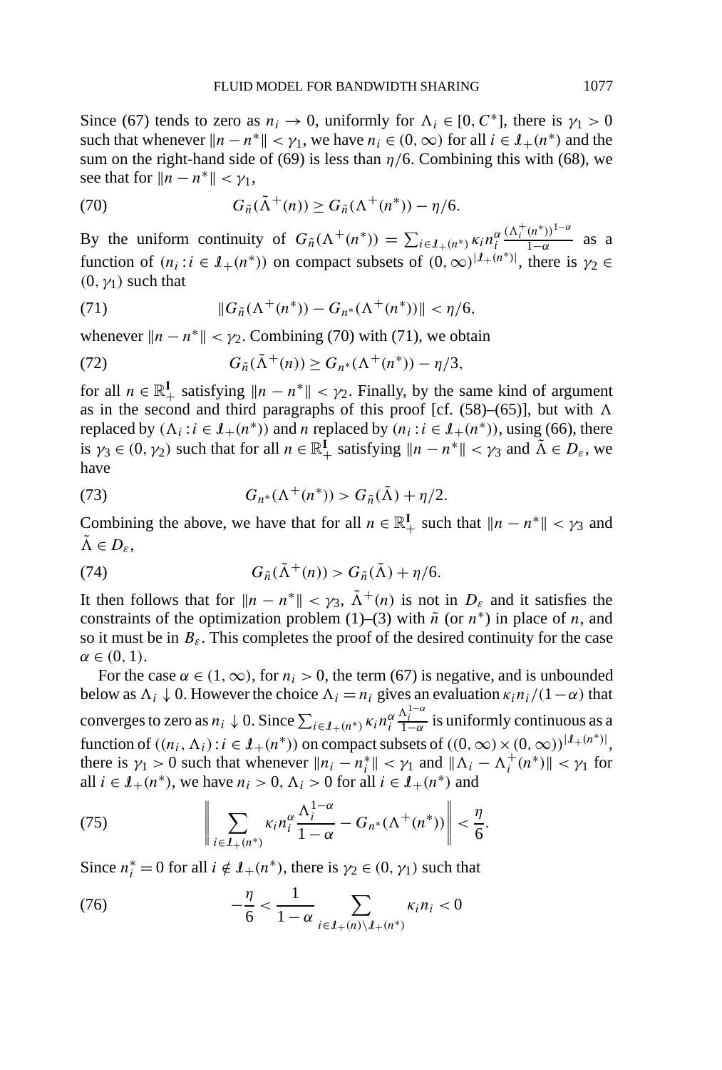Since (67) tends to zero as $n_i \to 0$, uniformly for $\Lambda_i \in [0, C^*]$, there is $\gamma_1 > 0$ such that whenever $\|n - n^*\| < \gamma_1$, we have $n_i \in (0, \infty)$ for all $i \in \mathcal{I}_+(n^*)$ and the sum on the right-hand side of (69) is less than $\eta/6$. Combining this with (68), we see that for $\|n - n^*\| < \gamma_1$,

$$G_{\tilde{n}}(\tilde{\Lambda}^+(n)) \geq G_{\tilde{n}}(\Lambda^+(n^*)) - \eta/6. \tag{70}$$

By the uniform continuity of $G_{\tilde{n}}(\Lambda^+(n^*)) = \sum_{i \in \mathcal{I}_+(n^*)} \kappa_i n_i^\alpha \frac{(\Lambda_i^+(n^*))^{1-\alpha}}{1-\alpha}$ as a function of $(n_i : i \in \mathcal{I}_+(n^*))$ on compact subsets of $(0, \infty)^{|\mathcal{I}_+(n^*)|}$, there is $\gamma_2 \in (0, \gamma_1)$ such that

$$\|G_{\tilde{n}}(\Lambda^+(n^*)) - G_{n^*}(\Lambda^+(n^*))\| < \eta/6, \tag{71}$$

whenever $\|n - n^*\| < \gamma_2$. Combining (70) with (71), we obtain

$$G_{\tilde{n}}(\tilde{\Lambda}^+(n)) \geq G_{n^*}(\Lambda^+(n^*)) - \eta/3, \tag{72}$$

for all $n \in \mathbb{R}_+^{\mathbf{I}}$ satisfying $\|n - n^*\| < \gamma_2$. Finally, by the same kind of argument as in the second and third paragraphs of this proof [cf. (58)–(65)], but with $\Lambda$ replaced by $(\Lambda_i : i \in \mathcal{I}_+(n^*))$ and $n$ replaced by $(n_i : i \in \mathcal{I}_+(n^*))$, using (66), there is $\gamma_3 \in (0, \gamma_2)$ such that for all $n \in \mathbb{R}_+^{\mathbf{I}}$ satisfying $\|n - n^*\| < \gamma_3$ and $\tilde{\Lambda} \in D_\varepsilon$, we have

$$G_{n^*}(\Lambda^+(n^*)) > G_{\tilde{n}}(\tilde{\Lambda}) + \eta/2. \tag{73}$$

Combining the above, we have that for all $n \in \mathbb{R}_+^{\mathbf{I}}$ such that $\|n - n^*\| < \gamma_3$ and $\tilde{\Lambda} \in D_\varepsilon$,

$$G_{\tilde{n}}(\tilde{\Lambda}^+(n)) > G_{\tilde{n}}(\tilde{\Lambda}) + \eta/6. \tag{74}$$

It then follows that for $\|n - n^*\| < \gamma_3$, $\tilde{\Lambda}^+(n)$ is not in $D_\varepsilon$ and it satisfies the constraints of the optimization problem (1)–(3) with $\tilde{n}$ (or $n^*$) in place of $n$, and so it must be in $B_\varepsilon$. This completes the proof of the desired continuity for the case $\alpha \in (0, 1)$.

For the case $\alpha \in (1, \infty)$, for $n_i > 0$, the term (67) is negative, and is unbounded below as $\Lambda_i \downarrow 0$. However the choice $\Lambda_i = n_i$ gives an evaluation $\kappa_i n_i/(1-\alpha)$ that converges to zero as $n_i \downarrow 0$. Since $\sum_{i \in \mathcal{I}_+(n^*)} \kappa_i n_i^\alpha \frac{\Lambda_i^{1-\alpha}}{1-\alpha}$ is uniformly continuous as a function of $((n_i, \Lambda_i) : i \in \mathcal{I}_+(n^*))$ on compact subsets of $((0, \infty) \times (0, \infty))^{|\mathcal{I}_+(n^*)|}$, there is $\gamma_1 > 0$ such that whenever $\|n_i - n_i^*\| < \gamma_1$ and $\|\Lambda_i - \Lambda_i^+(n^*)\| < \gamma_1$ for all $i \in \mathcal{I}_+(n^*)$, we have $n_i > 0$, $\Lambda_i > 0$ for all $i \in \mathcal{I}_+(n^*)$ and

$$\left\| \sum_{i \in \mathcal{I}_+(n^*)} \kappa_i n_i^\alpha \frac{\Lambda_i^{1-\alpha}}{1-\alpha} - G_{n^*}(\Lambda^+(n^*)) \right\| < \frac{\eta}{6}. \tag{75}$$

Since $n_i^* = 0$ for all $i \notin \mathcal{I}_+(n^*)$, there is $\gamma_2 \in (0, \gamma_1)$ such that

$$-\frac{\eta}{6} < \frac{1}{1-\alpha} \sum_{i \in \mathcal{I}_+(n) \setminus \mathcal{I}_+(n^*)} \kappa_i n_i < 0 \tag{76}$$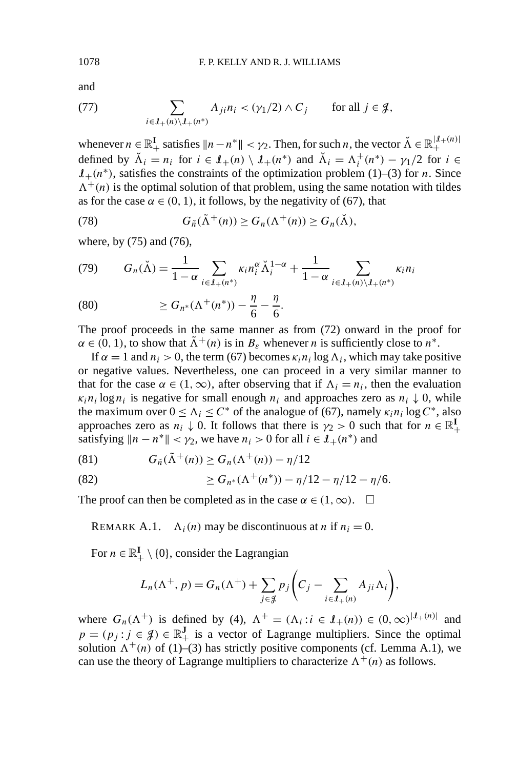and

$$\sum_{i \in \mathcal{I}_+(n) \setminus \mathcal{I}_+(n^*)} A_{ji} n_i < (\gamma_1/2) \wedge C_j \qquad \text{for all } j \in \mathcal{J}, \tag{77}$$

whenever $n \in \mathbb{R}_+^{\mathbf{I}}$ satisfies $\|n - n^*\| < \gamma_2$. Then, for such $n$, the vector $\breve{\Lambda} \in \mathbb{R}_+^{|\mathcal{I}_+(n)|}$ defined by $\breve{\Lambda}_i = n_i$ for $i \in \mathcal{I}_+(n) \setminus \mathcal{I}_+(n^*)$ and $\breve{\Lambda}_i = \Lambda_i^+(n^*) - \gamma_1/2$ for $i \in \mathcal{I}_+(n^*)$, satisfies the constraints of the optimization problem (1)–(3) for $n$. Since $\Lambda^+(n)$ is the optimal solution of that problem, using the same notation with tildes as for the case $\alpha \in (0,1)$, it follows, by the negativity of (67), that

$$G_{\tilde{n}}(\tilde{\Lambda}^+(n)) \geq G_n(\Lambda^+(n)) \geq G_n(\breve{\Lambda}), \tag{78}$$

where, by (75) and (76),

$$G_n(\breve{\Lambda}) = \frac{1}{1-\alpha} \sum_{i \in \mathcal{I}_+(n^*)} \kappa_i n_i^\alpha \breve{\Lambda}_i^{1-\alpha} + \frac{1}{1-\alpha} \sum_{i \in \mathcal{I}_+(n) \setminus \mathcal{I}_+(n^*)} \kappa_i n_i \tag{79}$$

$$\geq G_{n^*}(\Lambda^+(n^*)) - \frac{\eta}{6} - \frac{\eta}{6}. \tag{80}$$

The proof proceeds in the same manner as from (72) onward in the proof for $\alpha \in (0,1)$, to show that $\tilde{\Lambda}^+(n)$ is in $B_\varepsilon$ whenever $n$ is sufficiently close to $n^*$.

If $\alpha = 1$ and $n_i > 0$, the term (67) becomes $\kappa_i n_i \log \Lambda_i$, which may take positive or negative values. Nevertheless, one can proceed in a very similar manner to that for the case $\alpha \in (1, \infty)$, after observing that if $\Lambda_i = n_i$, then the evaluation $\kappa_i n_i \log n_i$ is negative for small enough $n_i$ and approaches zero as $n_i \downarrow 0$, while the maximum over $0 \leq \Lambda_i \leq C^*$ of the analogue of (67), namely $\kappa_i n_i \log C^*$, also approaches zero as $n_i \downarrow 0$. It follows that there is $\gamma_2 > 0$ such that for $n \in \mathbb{R}_+^{\mathbf{I}}$ satisfying $\|n - n^*\| < \gamma_2$, we have $n_i > 0$ for all $i \in \mathcal{I}_+(n^*)$ and

$$G_{\tilde{n}}(\tilde{\Lambda}^+(n)) \geq G_n(\Lambda^+(n)) - \eta/12 \tag{81}$$

$$\geq G_{n^*}(\Lambda^+(n^*)) - \eta/12 - \eta/12 - \eta/6. \tag{82}$$

The proof can then be completed as in the case $\alpha \in (1, \infty)$. $\square$

REMARK A.1. $\Lambda_i(n)$ may be discontinuous at $n$ if $n_i = 0$.

For $n \in \mathbb{R}_+^{\mathbf{I}} \setminus \{0\}$, consider the Lagrangian

$$L_n(\Lambda^+, p) = G_n(\Lambda^+) + \sum_{j \in \mathcal{J}} p_j \left( C_j - \sum_{i \in \mathcal{I}_+(n)} A_{ji} \Lambda_i \right),$$

where $G_n(\Lambda^+)$ is defined by (4), $\Lambda^+ = (\Lambda_i : i \in \mathcal{I}_+(n)) \in (0, \infty)^{|\mathcal{I}_+(n)|}$ and $p = (p_j : j \in \mathcal{J}) \in \mathbb{R}_+^{\mathbf{J}}$ is a vector of Lagrange multipliers. Since the optimal solution $\Lambda^+(n)$ of (1)–(3) has strictly positive components (cf. Lemma A.1), we can use the theory of Lagrange multipliers to characterize $\Lambda^+(n)$ as follows.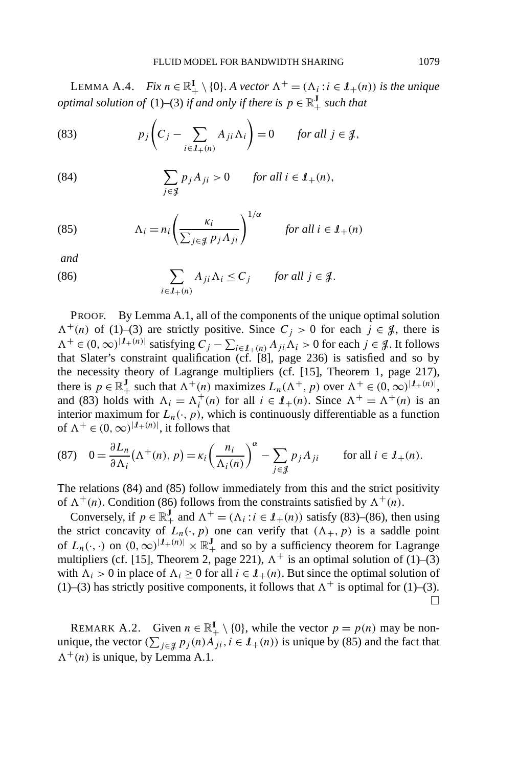LEMMA A.4. *Fix $n \in \mathbb{R}_+^{\mathbf{I}} \setminus \{0\}$. A vector $\Lambda^+ = (\Lambda_i : i \in \mathcal{I}_+(n))$ is the unique optimal solution of* (1)–(3) *if and only if there is $p \in \mathbb{R}_+^{\mathbf{J}}$ such that*

$$p_j \left( C_j - \sum_{i \in \mathcal{I}_+(n)} A_{ji} \Lambda_i \right) = 0 \qquad \text{for all } j \in \mathcal{J}, \tag{83}$$

$$\sum_{j \in \mathcal{J}} p_j A_{ji} > 0 \qquad \text{for all } i \in \mathcal{I}_+(n), \tag{84}$$

$$\Lambda_i = n_i \left( \frac{\kappa_i}{\sum_{j \in \mathcal{J}} p_j A_{ji}} \right)^{1/\alpha} \qquad \text{for all } i \in \mathcal{I}_+(n) \tag{85}$$

*and*

$$\sum_{i \in \mathcal{I}_+(n)} A_{ji} \Lambda_i \le C_j \qquad \text{for all } j \in \mathcal{J}. \tag{86}$$

PROOF. By Lemma A.1, all of the components of the unique optimal solution $\Lambda^+(n)$ of (1)–(3) are strictly positive. Since $C_j > 0$ for each $j \in \mathcal{J}$, there is $\Lambda^+ \in (0, \infty)^{|\mathcal{I}_+(n)|}$ satisfying $C_j - \sum_{i \in \mathcal{I}_+(n)} A_{ji} \Lambda_i > 0$ for each $j \in \mathcal{J}$. It follows that Slater's constraint qualification (cf. [8], page 236) is satisfied and so by the necessity theory of Lagrange multipliers (cf. [15], Theorem 1, page 217), there is $p \in \mathbb{R}_+^{\mathbf{J}}$ such that $\Lambda^+(n)$ maximizes $L_n(\Lambda^+, p)$ over $\Lambda^+ \in (0, \infty)^{|\mathcal{I}_+(n)|}$, and (83) holds with $\Lambda_i = \Lambda_i^+(n)$ for all $i \in \mathcal{I}_+(n)$. Since $\Lambda^+ = \Lambda^+(n)$ is an interior maximum for $L_n(\cdot, p)$, which is continuously differentiable as a function of $\Lambda^+ \in (0, \infty)^{|\mathcal{I}_+(n)|}$, it follows that

$$0 = \frac{\partial L_n}{\partial \Lambda_i}(\Lambda^+(n), p) = \kappa_i \left( \frac{n_i}{\Lambda_i(n)} \right)^{\alpha} - \sum_{j \in \mathcal{J}} p_j A_{ji} \qquad \text{for all } i \in \mathcal{I}_+(n). \tag{87}$$

The relations (84) and (85) follow immediately from this and the strict positivity of $\Lambda^+(n)$. Condition (86) follows from the constraints satisfied by $\Lambda^+(n)$.

Conversely, if $p \in \mathbb{R}_+^{\mathbf{J}}$ and $\Lambda^+ = (\Lambda_i : i \in \mathcal{I}_+(n))$ satisfy (83)–(86), then using the strict concavity of $L_n(\cdot, p)$ one can verify that $(\Lambda_+, p)$ is a saddle point of $L_n(\cdot, \cdot)$ on $(0, \infty)^{|\mathcal{I}_+(n)|} \times \mathbb{R}_+^{\mathbf{J}}$ and so by a sufficiency theorem for Lagrange multipliers (cf. [15], Theorem 2, page 221), $\Lambda^+$ is an optimal solution of (1)–(3) with $\Lambda_i > 0$ in place of $\Lambda_i \ge 0$ for all $i \in \mathcal{I}_+(n)$. But since the optimal solution of (1)–(3) has strictly positive components, it follows that $\Lambda^+$ is optimal for (1)–(3). $\square$

REMARK A.2. Given $n \in \mathbb{R}_+^{\mathbf{I}} \setminus \{0\}$, while the vector $p = p(n)$ may be nonunique, the vector $(\sum_{j \in \mathcal{J}} p_j(n) A_{ji}, i \in \mathcal{I}_+(n))$ is unique by (85) and the fact that $\Lambda^+(n)$ is unique, by Lemma A.1.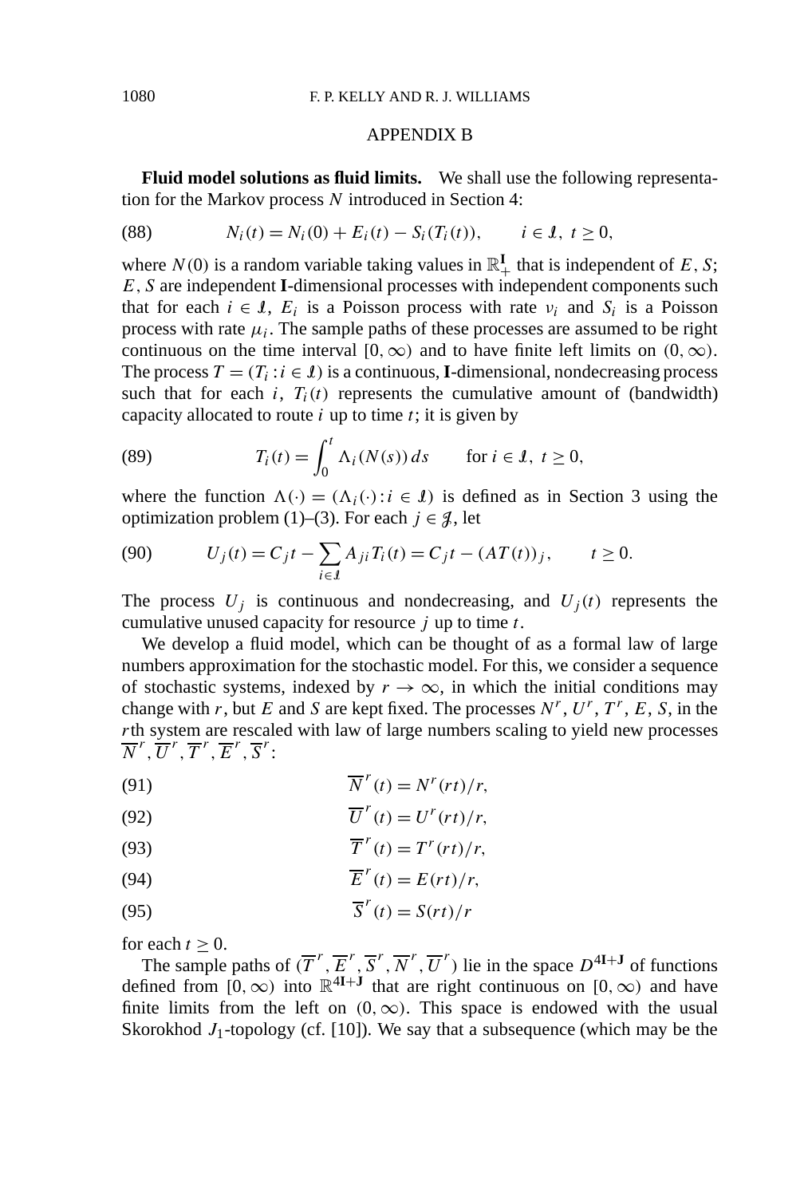## APPENDIX B

**Fluid model solutions as fluid limits.** We shall use the following representation for the Markov process $N$ introduced in Section 4:

$$N_i(t) = N_i(0) + E_i(t) - S_i(T_i(t)), \qquad i \in \mathcal{I},\ t \geq 0, \tag{88}$$

where $N(0)$ is a random variable taking values in $\mathbb{R}_+^{\mathbf{I}}$ that is independent of $E, S$; $E, S$ are independent $\mathbf{I}$-dimensional processes with independent components such that for each $i \in \mathcal{I}$, $E_i$ is a Poisson process with rate $\nu_i$ and $S_i$ is a Poisson process with rate $\mu_i$. The sample paths of these processes are assumed to be right continuous on the time interval $[0, \infty)$ and to have finite left limits on $(0, \infty)$. The process $T = (T_i : i \in \mathcal{I})$ is a continuous, $\mathbf{I}$-dimensional, nondecreasing process such that for each $i$, $T_i(t)$ represents the cumulative amount of (bandwidth) capacity allocated to route $i$ up to time $t$; it is given by

$$T_i(t) = \int_0^t \Lambda_i(N(s))\,ds \qquad \text{for } i \in \mathcal{I},\ t \geq 0, \tag{89}$$

where the function $\Lambda(\cdot) = (\Lambda_i(\cdot) : i \in \mathcal{I})$ is defined as in Section 3 using the optimization problem (1)–(3). For each $j \in \mathcal{J}$, let

$$U_j(t) = C_j t - \sum_{i \in \mathcal{I}} A_{ji} T_i(t) = C_j t - (AT(t))_j, \qquad t \geq 0. \tag{90}$$

The process $U_j$ is continuous and nondecreasing, and $U_j(t)$ represents the cumulative unused capacity for resource $j$ up to time $t$.

We develop a fluid model, which can be thought of as a formal law of large numbers approximation for the stochastic model. For this, we consider a sequence of stochastic systems, indexed by $r \to \infty$, in which the initial conditions may change with $r$, but $E$ and $S$ are kept fixed. The processes $N^r, U^r, T^r, E, S$, in the $r$th system are rescaled with law of large numbers scaling to yield new processes $\overline{N}^r, \overline{U}^r, \overline{T}^r, \overline{E}^r, \overline{S}^r$:

$$\overline{N}^r(t) = N^r(rt)/r, \tag{91}$$

$$\overline{U}^r(t) = U^r(rt)/r, \tag{92}$$

$$\overline{T}^r(t) = T^r(rt)/r, \tag{93}$$

$$\overline{E}^r(t) = E(rt)/r, \tag{94}$$

$$\overline{S}^r(t) = S(rt)/r \tag{95}$$

for each $t \geq 0$.

The sample paths of $(\overline{T}^r, \overline{E}^r, \overline{S}^r, \overline{N}^r, \overline{U}^r)$ lie in the space $D^{4\mathbf{I}+\mathbf{J}}$ of functions defined from $[0, \infty)$ into $\mathbb{R}^{4\mathbf{I}+\mathbf{J}}$ that are right continuous on $[0, \infty)$ and have finite limits from the left on $(0, \infty)$. This space is endowed with the usual Skorokhod $J_1$-topology (cf. [10]). We say that a subsequence (which may be the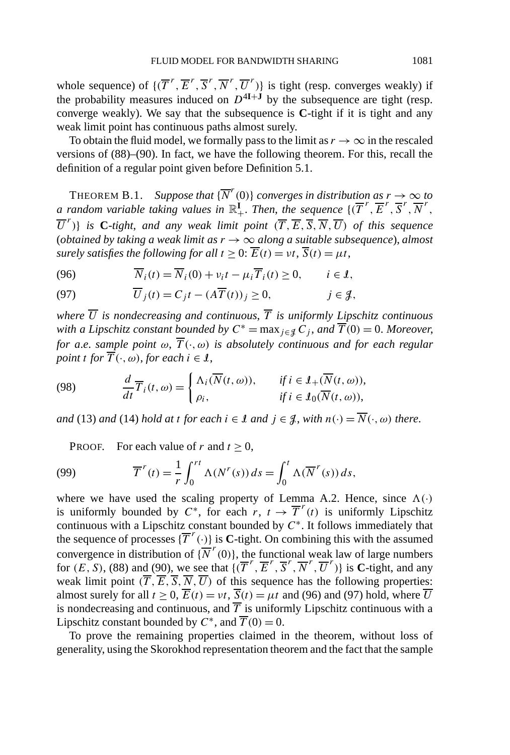whole sequence) of $\{(\overline{T}^r, \overline{E}^r, \overline{S}^r, \overline{N}^r, \overline{U}^r)\}$ is tight (resp. converges weakly) if the probability measures induced on $D^{4\mathbf{I}+\mathbf{J}}$ by the subsequence are tight (resp. converge weakly). We say that the subsequence is **C**-tight if it is tight and any weak limit point has continuous paths almost surely.

To obtain the fluid model, we formally pass to the limit as $r \to \infty$ in the rescaled versions of (88)–(90). In fact, we have the following theorem. For this, recall the definition of a regular point given before Definition 5.1.

THEOREM B.1. *Suppose that $\{\overline{N}^r(0)\}$ converges in distribution as $r \to \infty$ to a random variable taking values in $\mathbb{R}_+^{\mathbf{I}}$. Then, the sequence $\{(\overline{T}^r, \overline{E}^r, \overline{S}^r, \overline{N}^r, \overline{U}^r)\}$ is* **C**-*tight, and any weak limit point $(\overline{T}, \overline{E}, \overline{S}, \overline{N}, \overline{U})$ of this sequence (obtained by taking a weak limit as $r \to \infty$ along a suitable subsequence), almost surely satisfies the following for all $t \geq 0$: $\overline{E}(t) = \nu t$, $\overline{S}(t) = \mu t$,*

$$\overline{N}_i(t) = \overline{N}_i(0) + \nu_i t - \mu_i \overline{T}_i(t) \geq 0, \qquad i \in \mathcal{I}, \tag{96}$$

$$\overline{U}_j(t) = C_j t - (A\overline{T}(t))_j \geq 0, \qquad j \in \mathcal{J}, \tag{97}$$

*where $\overline{U}$ is nondecreasing and continuous, $\overline{T}$ is uniformly Lipschitz continuous with a Lipschitz constant bounded by $C^* = \max_{j \in \mathcal{J}} C_j$, and $\overline{T}(0) = 0$. Moreover, for a.e. sample point $\omega$, $\overline{T}(\cdot, \omega)$ is absolutely continuous and for each regular point $t$ for $\overline{T}(\cdot, \omega)$, for each $i \in \mathcal{I}$,*

$$\frac{d}{dt}\overline{T}_i(t, \omega) = \begin{cases} \Lambda_i(\overline{N}(t, \omega)), & \text{if } i \in \mathcal{I}_+(\overline{N}(t, \omega)), \\ \rho_i, & \text{if } i \in \mathcal{I}_0(\overline{N}(t, \omega)), \end{cases} \tag{98}$$

*and* (13) *and* (14) *hold at $t$ for each $i \in \mathcal{I}$ and $j \in \mathcal{J}$, with $n(\cdot) = \overline{N}(\cdot, \omega)$ there.*

PROOF. For each value of $r$ and $t \geq 0$,

$$\overline{T}^r(t) = \frac{1}{r}\int_0^{rt} \Lambda(N^r(s))\, ds = \int_0^t \Lambda(\overline{N}^r(s))\, ds, \tag{99}$$

where we have used the scaling property of Lemma A.2. Hence, since $\Lambda(\cdot)$ is uniformly bounded by $C^*$, for each $r$, $t \to \overline{T}^r(t)$ is uniformly Lipschitz continuous with a Lipschitz constant bounded by $C^*$. It follows immediately that the sequence of processes $\{\overline{T}^r(\cdot)\}$ is **C**-tight. On combining this with the assumed convergence in distribution of $\{\overline{N}^r(0)\}$, the functional weak law of large numbers for $(E, S)$, (88) and (90), we see that $\{(\overline{T}^r, \overline{E}^r, \overline{S}^r, \overline{N}^r, \overline{U}^r)\}$ is **C**-tight, and any weak limit point $(\overline{T}, \overline{E}, \overline{S}, \overline{N}, \overline{U})$ of this sequence has the following properties: almost surely for all $t \geq 0$, $\overline{E}(t) = \nu t$, $\overline{S}(t) = \mu t$ and (96) and (97) hold, where $\overline{U}$ is nondecreasing and continuous, and $\overline{T}$ is uniformly Lipschitz continuous with a Lipschitz constant bounded by $C^*$, and $\overline{T}(0) = 0$.

To prove the remaining properties claimed in the theorem, without loss of generality, using the Skorokhod representation theorem and the fact that the sample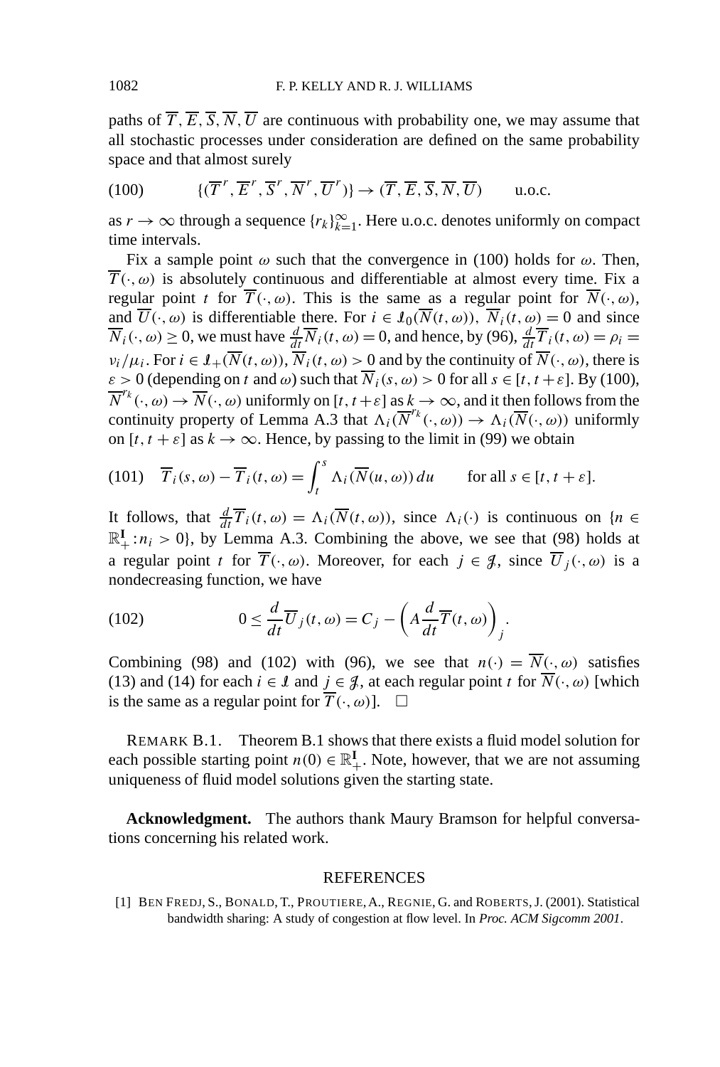paths of $\overline{T}, \overline{E}, \overline{S}, \overline{N}, \overline{U}$ are continuous with probability one, we may assume that all stochastic processes under consideration are defined on the same probability space and that almost surely

$$\{(\overline{T}^r, \overline{E}^r, \overline{S}^r, \overline{N}^r, \overline{U}^r)\} \to (\overline{T}, \overline{E}, \overline{S}, \overline{N}, \overline{U}) \qquad \text{u.o.c.} \tag{100}$$

as $r \to \infty$ through a sequence $\{r_k\}_{k=1}^\infty$. Here u.o.c. denotes uniformly on compact time intervals.

Fix a sample point $\omega$ such that the convergence in (100) holds for $\omega$. Then, $\overline{T}(\cdot, \omega)$ is absolutely continuous and differentiable at almost every time. Fix a regular point $t$ for $\overline{T}(\cdot, \omega)$. This is the same as a regular point for $\overline{N}(\cdot, \omega)$, and $\overline{U}(\cdot, \omega)$ is differentiable there. For $i \in \mathcal{I}_0(\overline{N}(t, \omega))$, $\overline{N}_i(t, \omega) = 0$ and since $\overline{N}_i(\cdot, \omega) \geq 0$, we must have $\frac{d}{dt}\overline{N}_i(t, \omega) = 0$, and hence, by (96), $\frac{d}{dt}\overline{T}_i(t, \omega) = \rho_i = \nu_i/\mu_i$. For $i \in \mathcal{I}_+(\overline{N}(t, \omega))$, $\overline{N}_i(t, \omega) > 0$ and by the continuity of $\overline{N}(\cdot, \omega)$, there is $\varepsilon > 0$ (depending on $t$ and $\omega$) such that $\overline{N}_i(s, \omega) > 0$ for all $s \in [t, t+\varepsilon]$. By (100), $\overline{N}^{r_k}(\cdot, \omega) \to \overline{N}(\cdot, \omega)$ uniformly on $[t, t+\varepsilon]$ as $k \to \infty$, and it then follows from the continuity property of Lemma A.3 that $\Lambda_i(\overline{N}^{r_k}(\cdot, \omega)) \to \Lambda_i(\overline{N}(\cdot, \omega))$ uniformly on $[t, t+\varepsilon]$ as $k \to \infty$. Hence, by passing to the limit in (99) we obtain

$$\overline{T}_i(s, \omega) - \overline{T}_i(t, \omega) = \int_t^s \Lambda_i(\overline{N}(u, \omega))\, du \qquad \text{for all } s \in [t, t+\varepsilon]. \tag{101}$$

It follows, that $\frac{d}{dt}\overline{T}_i(t, \omega) = \Lambda_i(\overline{N}(t, \omega))$, since $\Lambda_i(\cdot)$ is continuous on $\{n \in \mathbb{R}_+^{\mathbf{I}} : n_i > 0\}$, by Lemma A.3. Combining the above, we see that (98) holds at a regular point $t$ for $\overline{T}(\cdot, \omega)$. Moreover, for each $j \in \mathcal{J}$, since $\overline{U}_j(\cdot, \omega)$ is a nondecreasing function, we have

$$0 \leq \frac{d}{dt}\overline{U}_j(t, \omega) = C_j - \left(A \frac{d}{dt}\overline{T}(t, \omega)\right)_j. \tag{102}$$

Combining (98) and (102) with (96), we see that $n(\cdot) = \overline{N}(\cdot, \omega)$ satisfies (13) and (14) for each $i \in \mathcal{I}$ and $j \in \mathcal{J}$, at each regular point $t$ for $\overline{N}(\cdot, \omega)$ [which is the same as a regular point for $\overline{T}(\cdot, \omega)$]. $\square$

REMARK B.1. Theorem B.1 shows that there exists a fluid model solution for each possible starting point $n(0) \in \mathbb{R}_+^{\mathbf{I}}$. Note, however, that we are not assuming uniqueness of fluid model solutions given the starting state.

**Acknowledgment.** The authors thank Maury Bramson for helpful conversations concerning his related work.

## REFERENCES

[1] BEN FREDJ, S., BONALD, T., PROUTIERE, A., REGNIE, G. and ROBERTS, J. (2001). Statistical bandwidth sharing: A study of congestion at flow level. In *Proc. ACM Sigcomm 2001*.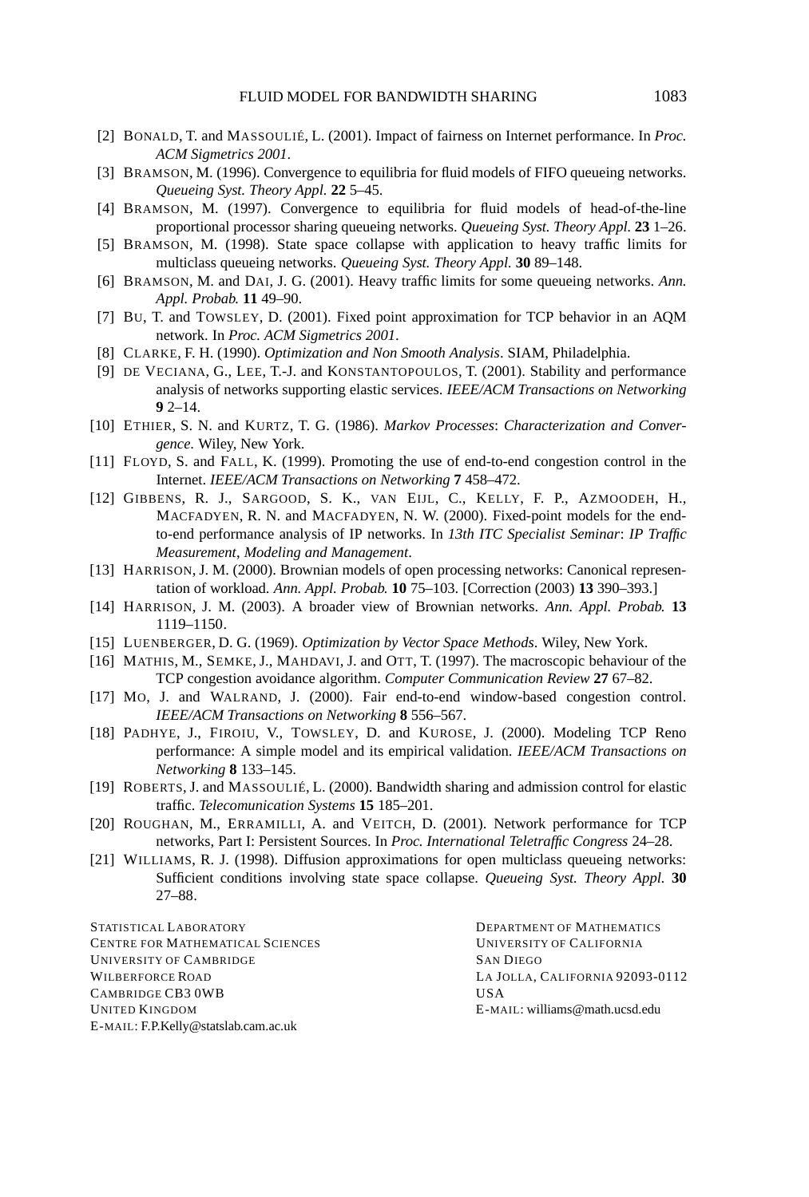[2] BONALD, T. and MASSOULIÉ, L. (2001). Impact of fairness on Internet performance. In *Proc. ACM Sigmetrics 2001*.

[3] BRAMSON, M. (1996). Convergence to equilibria for fluid models of FIFO queueing networks. *Queueing Syst. Theory Appl.* **22** 5–45.

[4] BRAMSON, M. (1997). Convergence to equilibria for fluid models of head-of-the-line proportional processor sharing queueing networks. *Queueing Syst. Theory Appl.* **23** 1–26.

[5] BRAMSON, M. (1998). State space collapse with application to heavy traffic limits for multiclass queueing networks. *Queueing Syst. Theory Appl.* **30** 89–148.

[6] BRAMSON, M. and DAI, J. G. (2001). Heavy traffic limits for some queueing networks. *Ann. Appl. Probab.* **11** 49–90.

[7] BU, T. and TOWSLEY, D. (2001). Fixed point approximation for TCP behavior in an AQM network. In *Proc. ACM Sigmetrics 2001*.

[8] CLARKE, F. H. (1990). *Optimization and Non Smooth Analysis*. SIAM, Philadelphia.

[9] DE VECIANA, G., LEE, T.-J. and KONSTANTOPOULOS, T. (2001). Stability and performance analysis of networks supporting elastic services. *IEEE/ACM Transactions on Networking* **9** 2–14.

[10] ETHIER, S. N. and KURTZ, T. G. (1986). *Markov Processes*: *Characterization and Convergence*. Wiley, New York.

[11] FLOYD, S. and FALL, K. (1999). Promoting the use of end-to-end congestion control in the Internet. *IEEE/ACM Transactions on Networking* **7** 458–472.

[12] GIBBENS, R. J., SARGOOD, S. K., VAN EIJL, C., KELLY, F. P., AZMOODEH, H., MACFADYEN, R. N. and MACFADYEN, N. W. (2000). Fixed-point models for the end-to-end performance analysis of IP networks. In *13th ITC Specialist Seminar*: *IP Traffic Measurement, Modeling and Management*.

[13] HARRISON, J. M. (2000). Brownian models of open processing networks: Canonical representation of workload. *Ann. Appl. Probab.* **10** 75–103. [Correction (2003) **13** 390–393.]

[14] HARRISON, J. M. (2003). A broader view of Brownian networks. *Ann. Appl. Probab.* **13** 1119–1150.

[15] LUENBERGER, D. G. (1969). *Optimization by Vector Space Methods*. Wiley, New York.

[16] MATHIS, M., SEMKE, J., MAHDAVI, J. and OTT, T. (1997). The macroscopic behaviour of the TCP congestion avoidance algorithm. *Computer Communication Review* **27** 67–82.

[17] MO, J. and WALRAND, J. (2000). Fair end-to-end window-based congestion control. *IEEE/ACM Transactions on Networking* **8** 556–567.

[18] PADHYE, J., FIROIU, V., TOWSLEY, D. and KUROSE, J. (2000). Modeling TCP Reno performance: A simple model and its empirical validation. *IEEE/ACM Transactions on Networking* **8** 133–145.

[19] ROBERTS, J. and MASSOULIÉ, L. (2000). Bandwidth sharing and admission control for elastic traffic. *Telecomunication Systems* **15** 185–201.

[20] ROUGHAN, M., ERRAMILLI, A. and VEITCH, D. (2001). Network performance for TCP networks, Part I: Persistent Sources. In *Proc. International Teletraffic Congress* 24–28.

[21] WILLIAMS, R. J. (1998). Diffusion approximations for open multiclass queueing networks: Sufficient conditions involving state space collapse. *Queueing Syst. Theory Appl.* **30** 27–88.

STATISTICAL LABORATORY
CENTRE FOR MATHEMATICAL SCIENCES
UNIVERSITY OF CAMBRIDGE
WILBERFORCE ROAD
CAMBRIDGE CB3 0WB
UNITED KINGDOM
E-MAIL: F.P.Kelly@statslab.cam.ac.uk

DEPARTMENT OF MATHEMATICS
UNIVERSITY OF CALIFORNIA
SAN DIEGO
LA JOLLA, CALIFORNIA 92093-0112
USA
E-MAIL: williams@math.ucsd.edu